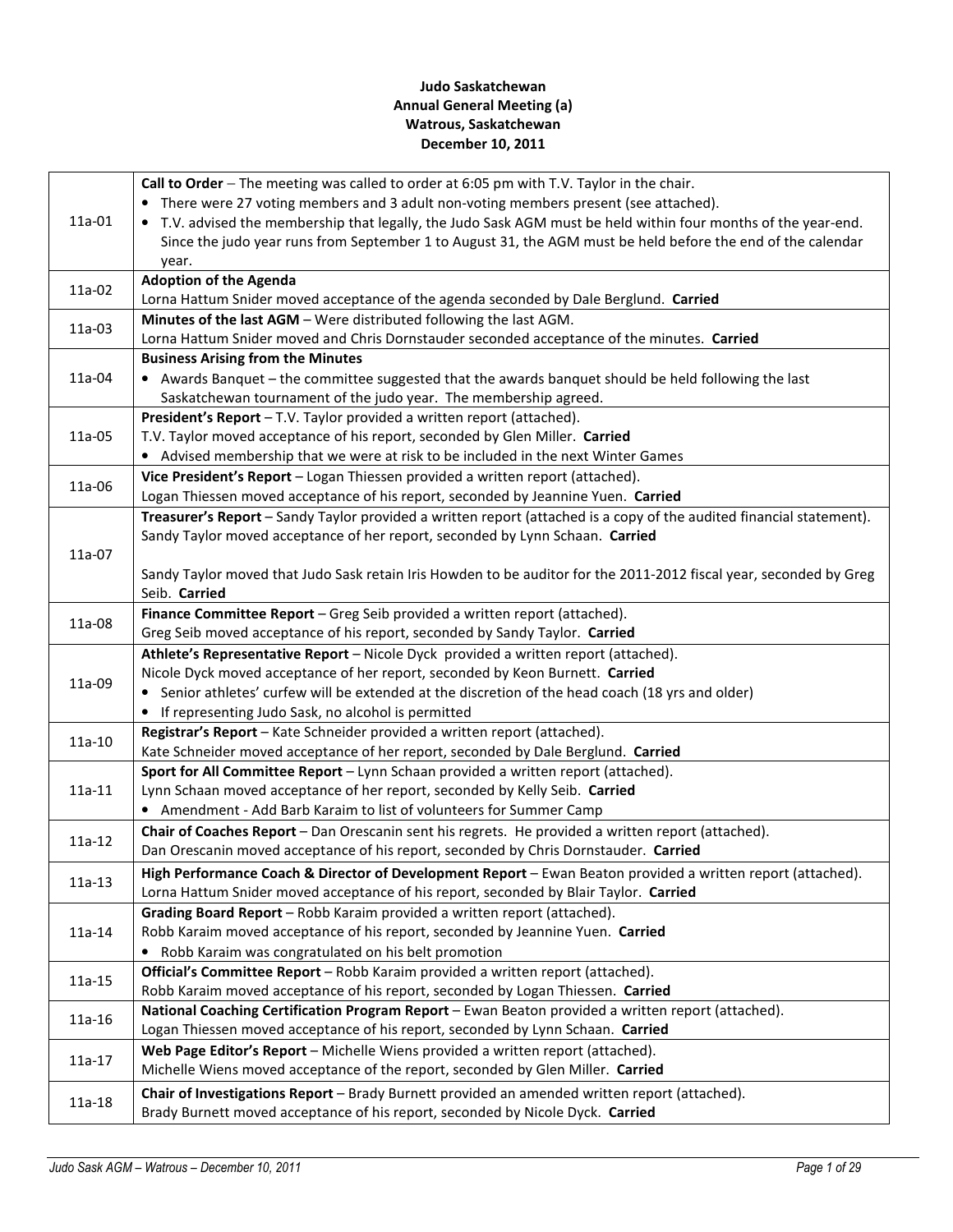**Judo Saskatchewan**
**Annual General Meeting (a)**
**Watrous, Saskatchewan**
**December 10, 2011**

| | |
|---|---|
| 11a-01 | **Call to Order** – The meeting was called to order at 6:05 pm with T.V. Taylor in the chair.<br>• There were 27 voting members and 3 adult non-voting members present (see attached).<br>• T.V. advised the membership that legally, the Judo Sask AGM must be held within four months of the year-end. Since the judo year runs from September 1 to August 31, the AGM must be held before the end of the calendar year. |
| 11a-02 | **Adoption of the Agenda**<br>Lorna Hattum Snider moved acceptance of the agenda seconded by Dale Berglund. **Carried** |
| 11a-03 | **Minutes of the last AGM** – Were distributed following the last AGM.<br>Lorna Hattum Snider moved and Chris Dornstauder seconded acceptance of the minutes. **Carried** |
| 11a-04 | **Business Arising from the Minutes**<br>• Awards Banquet – the committee suggested that the awards banquet should be held following the last Saskatchewan tournament of the judo year. The membership agreed. |
| 11a-05 | **President's Report** – T.V. Taylor provided a written report (attached).<br>T.V. Taylor moved acceptance of his report, seconded by Glen Miller. **Carried**<br>• Advised membership that we were at risk to be included in the next Winter Games |
| 11a-06 | **Vice President's Report** – Logan Thiessen provided a written report (attached).<br>Logan Thiessen moved acceptance of his report, seconded by Jeannine Yuen. **Carried** |
| 11a-07 | **Treasurer's Report** – Sandy Taylor provided a written report (attached is a copy of the audited financial statement).<br>Sandy Taylor moved acceptance of her report, seconded by Lynn Schaan. **Carried**<br><br>Sandy Taylor moved that Judo Sask retain Iris Howden to be auditor for the 2011-2012 fiscal year, seconded by Greg Seib. **Carried** |
| 11a-08 | **Finance Committee Report** – Greg Seib provided a written report (attached).<br>Greg Seib moved acceptance of his report, seconded by Sandy Taylor. **Carried** |
| 11a-09 | **Athlete's Representative Report** – Nicole Dyck provided a written report (attached).<br>Nicole Dyck moved acceptance of her report, seconded by Keon Burnett. **Carried**<br>• Senior athletes' curfew will be extended at the discretion of the head coach (18 yrs and older)<br>• If representing Judo Sask, no alcohol is permitted |
| 11a-10 | **Registrar's Report** – Kate Schneider provided a written report (attached).<br>Kate Schneider moved acceptance of her report, seconded by Dale Berglund. **Carried** |
| 11a-11 | **Sport for All Committee Report** – Lynn Schaan provided a written report (attached).<br>Lynn Schaan moved acceptance of her report, seconded by Kelly Seib. **Carried**<br>• Amendment - Add Barb Karaim to list of volunteers for Summer Camp |
| 11a-12 | **Chair of Coaches Report** – Dan Orescanin sent his regrets. He provided a written report (attached).<br>Dan Orescanin moved acceptance of his report, seconded by Chris Dornstauder. **Carried** |
| 11a-13 | **High Performance Coach & Director of Development Report** – Ewan Beaton provided a written report (attached).<br>Lorna Hattum Snider moved acceptance of his report, seconded by Blair Taylor. **Carried** |
| 11a-14 | **Grading Board Report** – Robb Karaim provided a written report (attached).<br>Robb Karaim moved acceptance of his report, seconded by Jeannine Yuen. **Carried**<br>• Robb Karaim was congratulated on his belt promotion |
| 11a-15 | **Official's Committee Report** – Robb Karaim provided a written report (attached).<br>Robb Karaim moved acceptance of his report, seconded by Logan Thiessen. **Carried** |
| 11a-16 | **National Coaching Certification Program Report** – Ewan Beaton provided a written report (attached).<br>Logan Thiessen moved acceptance of his report, seconded by Lynn Schaan. **Carried** |
| 11a-17 | **Web Page Editor's Report** – Michelle Wiens provided a written report (attached).<br>Michelle Wiens moved acceptance of the report, seconded by Glen Miller. **Carried** |
| 11a-18 | **Chair of Investigations Report** – Brady Burnett provided an amended written report (attached).<br>Brady Burnett moved acceptance of his report, seconded by Nicole Dyck. **Carried** |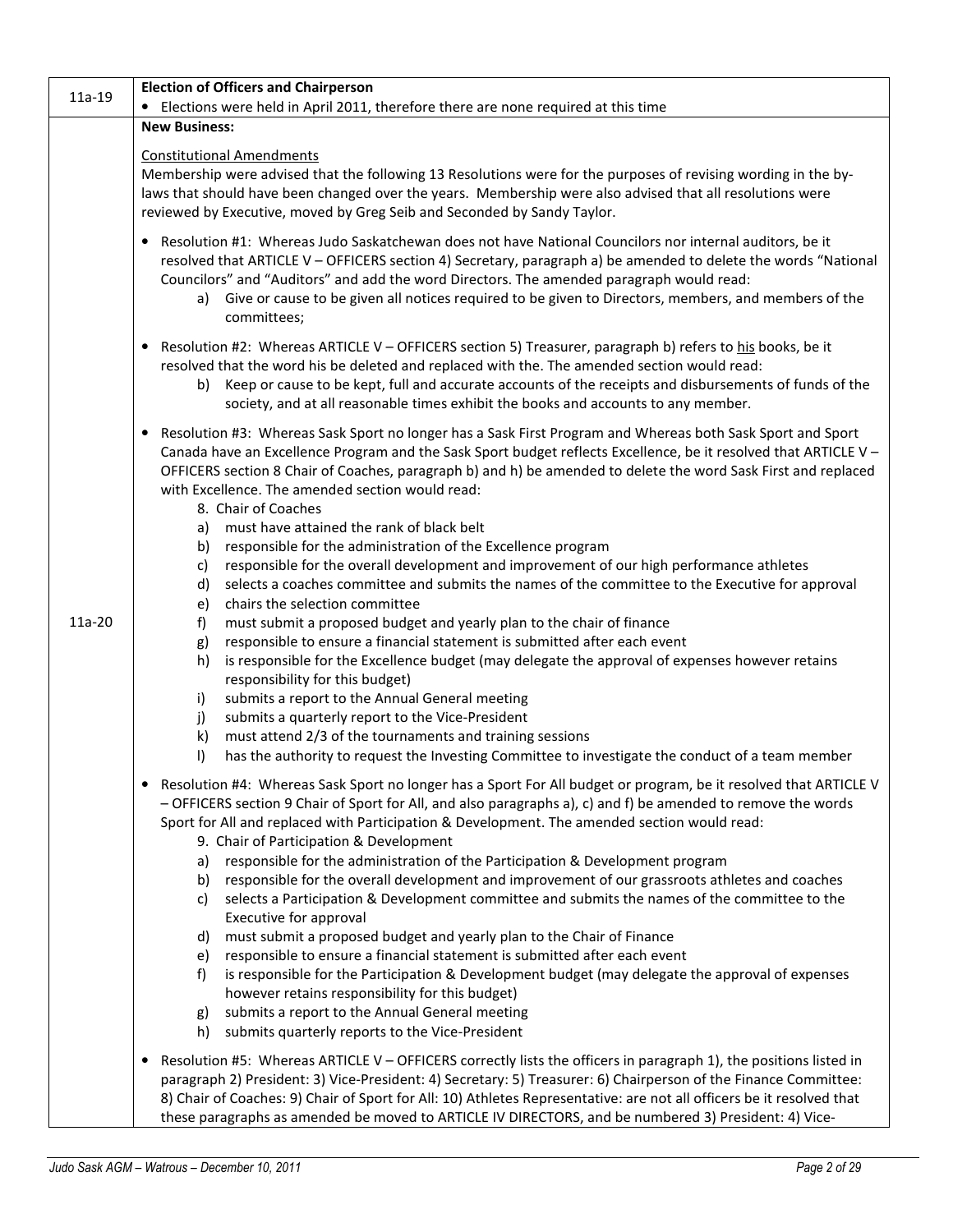| | |
|---|---|
| 11a-19 | **Election of Officers and Chairperson**<br>• Elections were held in April 2011, therefore there are none required at this time |
| 11a-20 | **New Business:**<br><br><u>Constitutional Amendments</u><br>Membership were advised that the following 13 Resolutions were for the purposes of revising wording in the by-laws that should have been changed over the years. Membership were also advised that all resolutions were reviewed by Executive, moved by Greg Seib and Seconded by Sandy Taylor.<br><br>• Resolution #1: Whereas Judo Saskatchewan does not have National Councilors nor internal auditors, be it resolved that ARTICLE V – OFFICERS section 4) Secretary, paragraph a) be amended to delete the words "National Councilors" and "Auditors" and add the word Directors. The amended paragraph would read:<br>a) Give or cause to be given all notices required to be given to Directors, members, and members of the committees;<br><br>• Resolution #2: Whereas ARTICLE V – OFFICERS section 5) Treasurer, paragraph b) refers to <u>his</u> books, be it resolved that the word his be deleted and replaced with the. The amended section would read:<br>b) Keep or cause to be kept, full and accurate accounts of the receipts and disbursements of funds of the society, and at all reasonable times exhibit the books and accounts to any member.<br><br>• Resolution #3: Whereas Sask Sport no longer has a Sask First Program and Whereas both Sask Sport and Sport Canada have an Excellence Program and the Sask Sport budget reflects Excellence, be it resolved that ARTICLE V – OFFICERS section 8 Chair of Coaches, paragraph b) and h) be amended to delete the word Sask First and replaced with Excellence. The amended section would read:<br>8. Chair of Coaches<br>a) must have attained the rank of black belt<br>b) responsible for the administration of the Excellence program<br>c) responsible for the overall development and improvement of our high performance athletes<br>d) selects a coaches committee and submits the names of the committee to the Executive for approval<br>e) chairs the selection committee<br>f) must submit a proposed budget and yearly plan to the chair of finance<br>g) responsible to ensure a financial statement is submitted after each event<br>h) is responsible for the Excellence budget (may delegate the approval of expenses however retains responsibility for this budget)<br>i) submits a report to the Annual General meeting<br>j) submits a quarterly report to the Vice-President<br>k) must attend 2/3 of the tournaments and training sessions<br>l) has the authority to request the Investing Committee to investigate the conduct of a team member<br><br>• Resolution #4: Whereas Sask Sport no longer has a Sport For All budget or program, be it resolved that ARTICLE V – OFFICERS section 9 Chair of Sport for All, and also paragraphs a), c) and f) be amended to remove the words Sport for All and replaced with Participation & Development. The amended section would read:<br>9. Chair of Participation & Development<br>a) responsible for the administration of the Participation & Development program<br>b) responsible for the overall development and improvement of our grassroots athletes and coaches<br>c) selects a Participation & Development committee and submits the names of the committee to the Executive for approval<br>d) must submit a proposed budget and yearly plan to the Chair of Finance<br>e) responsible to ensure a financial statement is submitted after each event<br>f) is responsible for the Participation & Development budget (may delegate the approval of expenses however retains responsibility for this budget)<br>g) submits a report to the Annual General meeting<br>h) submits quarterly reports to the Vice-President<br><br>• Resolution #5: Whereas ARTICLE V – OFFICERS correctly lists the officers in paragraph 1), the positions listed in paragraph 2) President: 3) Vice-President: 4) Secretary: 5) Treasurer: 6) Chairperson of the Finance Committee: 8) Chair of Coaches: 9) Chair of Sport for All: 10) Athletes Representative: are not all officers be it resolved that these paragraphs as amended be moved to ARTICLE IV DIRECTORS, and be numbered 3) President: 4) Vice- |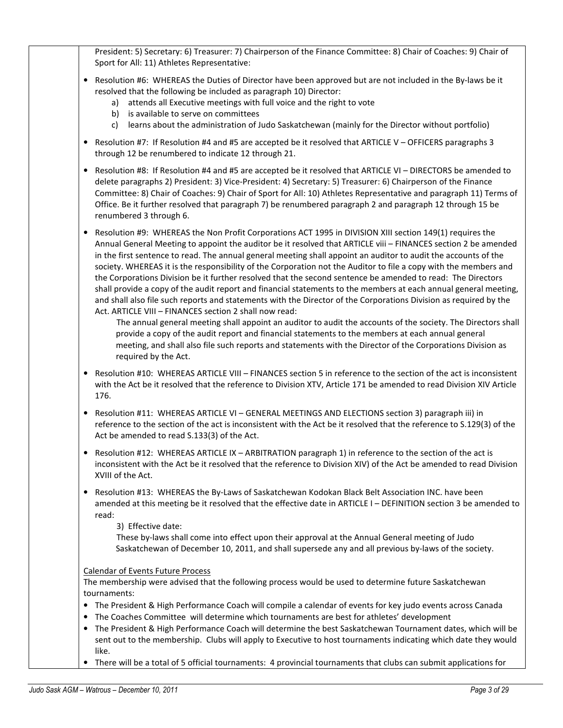President: 5) Secretary: 6) Treasurer: 7) Chairperson of the Finance Committee: 8) Chair of Coaches: 9) Chair of Sport for All: 11) Athletes Representative:

- Resolution #6: WHEREAS the Duties of Director have been approved but are not included in the By-laws be it resolved that the following be included as paragraph 10) Director:
  a) attends all Executive meetings with full voice and the right to vote
  b) is available to serve on committees
  c) learns about the administration of Judo Saskatchewan (mainly for the Director without portfolio)
- Resolution #7: If Resolution #4 and #5 are accepted be it resolved that ARTICLE V – OFFICERS paragraphs 3 through 12 be renumbered to indicate 12 through 21.
- Resolution #8: If Resolution #4 and #5 are accepted be it resolved that ARTICLE VI – DIRECTORS be amended to delete paragraphs 2) President: 3) Vice-President: 4) Secretary: 5) Treasurer: 6) Chairperson of the Finance Committee: 8) Chair of Coaches: 9) Chair of Sport for All: 10) Athletes Representative and paragraph 11) Terms of Office. Be it further resolved that paragraph 7) be renumbered paragraph 2 and paragraph 12 through 15 be renumbered 3 through 6.
- Resolution #9: WHEREAS the Non Profit Corporations ACT 1995 in DIVISION XIII section 149(1) requires the Annual General Meeting to appoint the auditor be it resolved that ARTICLE viii – FINANCES section 2 be amended in the first sentence to read. The annual general meeting shall appoint an auditor to audit the accounts of the society. WHEREAS it is the responsibility of the Corporation not the Auditor to file a copy with the members and the Corporations Division be it further resolved that the second sentence be amended to read: The Directors shall provide a copy of the audit report and financial statements to the members at each annual general meeting, and shall also file such reports and statements with the Director of the Corporations Division as required by the Act. ARTICLE VIII – FINANCES section 2 shall now read:

  The annual general meeting shall appoint an auditor to audit the accounts of the society. The Directors shall provide a copy of the audit report and financial statements to the members at each annual general meeting, and shall also file such reports and statements with the Director of the Corporations Division as required by the Act.
- Resolution #10: WHEREAS ARTICLE VIII – FINANCES section 5 in reference to the section of the act is inconsistent with the Act be it resolved that the reference to Division XTV, Article 171 be amended to read Division XIV Article 176.
- Resolution #11: WHEREAS ARTICLE VI – GENERAL MEETINGS AND ELECTIONS section 3) paragraph iii) in reference to the section of the act is inconsistent with the Act be it resolved that the reference to S.129(3) of the Act be amended to read S.133(3) of the Act.
- Resolution #12: WHEREAS ARTICLE IX – ARBITRATION paragraph 1) in reference to the section of the act is inconsistent with the Act be it resolved that the reference to Division XIV) of the Act be amended to read Division XVIII of the Act.
- Resolution #13: WHEREAS the By-Laws of Saskatchewan Kodokan Black Belt Association INC. have been amended at this meeting be it resolved that the effective date in ARTICLE I – DEFINITION section 3 be amended to read:

  3) Effective date:

  These by-laws shall come into effect upon their approval at the Annual General meeting of Judo Saskatchewan of December 10, 2011, and shall supersede any and all previous by-laws of the society.

Calendar of Events Future Process

The membership were advised that the following process would be used to determine future Saskatchewan tournaments:

- The President & High Performance Coach will compile a calendar of events for key judo events across Canada
- The Coaches Committee will determine which tournaments are best for athletes' development
- The President & High Performance Coach will determine the best Saskatchewan Tournament dates, which will be sent out to the membership. Clubs will apply to Executive to host tournaments indicating which date they would like.
- There will be a total of 5 official tournaments: 4 provincial tournaments that clubs can submit applications for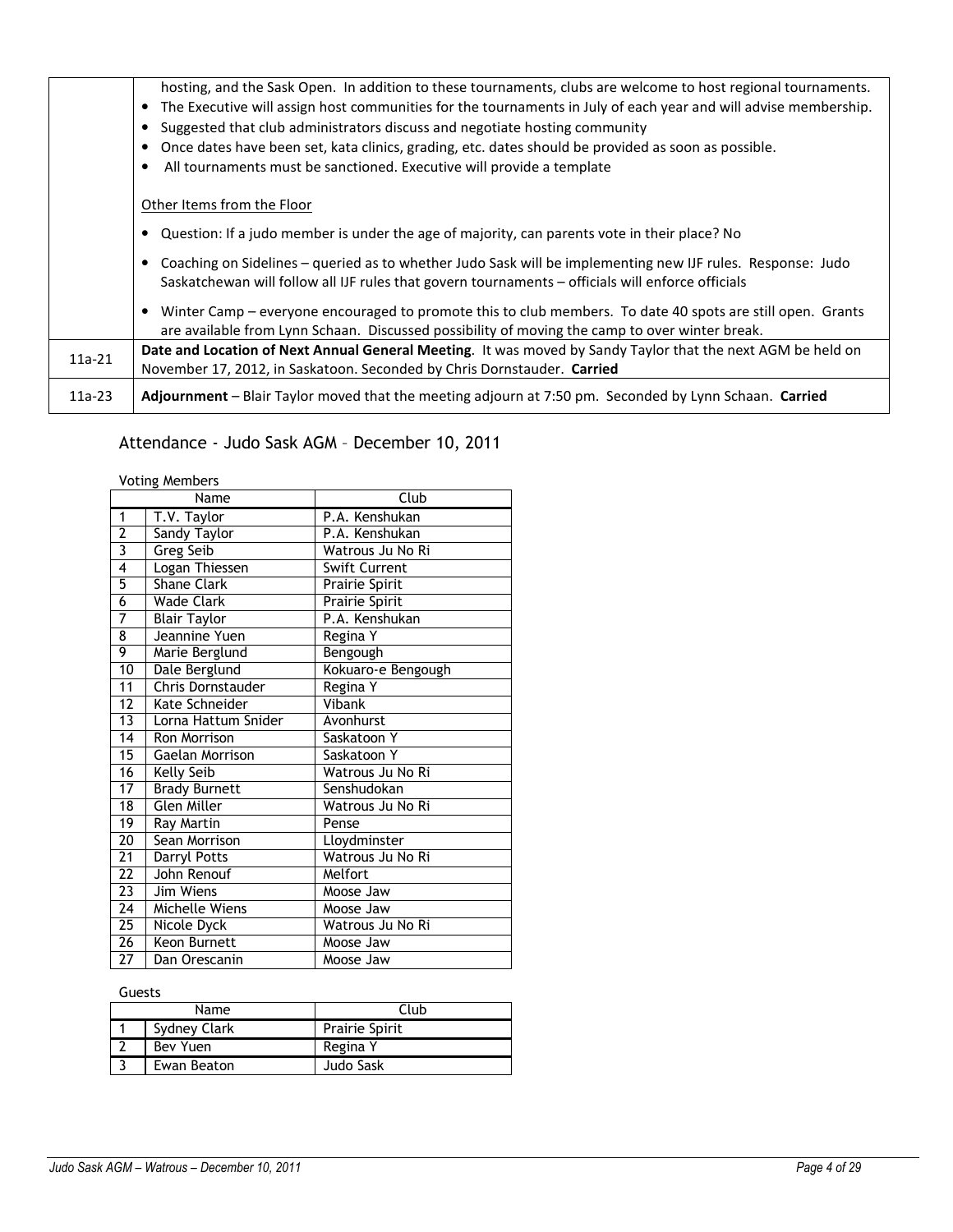| | |
|---|---|
| | hosting, and the Sask Open. In addition to these tournaments, clubs are welcome to host regional tournaments.<br>• The Executive will assign host communities for the tournaments in July of each year and will advise membership.<br>• Suggested that club administrators discuss and negotiate hosting community<br>• Once dates have been set, kata clinics, grading, etc. dates should be provided as soon as possible.<br>• All tournaments must be sanctioned. Executive will provide a template<br><br>Other Items from the Floor<br><br>• Question: If a judo member is under the age of majority, can parents vote in their place? No<br><br>• Coaching on Sidelines – queried as to whether Judo Sask will be implementing new IJF rules. Response: Judo Saskatchewan will follow all IJF rules that govern tournaments – officials will enforce officials<br><br>• Winter Camp – everyone encouraged to promote this to club members. To date 40 spots are still open. Grants are available from Lynn Schaan. Discussed possibility of moving the camp to over winter break. |
| 11a-21 | **Date and Location of Next Annual General Meeting**. It was moved by Sandy Taylor that the next AGM be held on November 17, 2012, in Saskatoon. Seconded by Chris Dornstauder. **Carried** |
| 11a-23 | **Adjournment** – Blair Taylor moved that the meeting adjourn at 7:50 pm. Seconded by Lynn Schaan. **Carried** |

## Attendance - Judo Sask AGM – December 10, 2011

Voting Members

| | Name | Club |
|---|---|---|
| 1 | T.V. Taylor | P.A. Kenshukan |
| 2 | Sandy Taylor | P.A. Kenshukan |
| 3 | Greg Seib | Watrous Ju No Ri |
| 4 | Logan Thiessen | Swift Current |
| 5 | Shane Clark | Prairie Spirit |
| 6 | Wade Clark | Prairie Spirit |
| 7 | Blair Taylor | P.A. Kenshukan |
| 8 | Jeannine Yuen | Regina Y |
| 9 | Marie Berglund | Bengough |
| 10 | Dale Berglund | Kokuaro-e Bengough |
| 11 | Chris Dornstauder | Regina Y |
| 12 | Kate Schneider | Vibank |
| 13 | Lorna Hattum Snider | Avonhurst |
| 14 | Ron Morrison | Saskatoon Y |
| 15 | Gaelan Morrison | Saskatoon Y |
| 16 | Kelly Seib | Watrous Ju No Ri |
| 17 | Brady Burnett | Senshudokan |
| 18 | Glen Miller | Watrous Ju No Ri |
| 19 | Ray Martin | Pense |
| 20 | Sean Morrison | Lloydminster |
| 21 | Darryl Potts | Watrous Ju No Ri |
| 22 | John Renouf | Melfort |
| 23 | Jim Wiens | Moose Jaw |
| 24 | Michelle Wiens | Moose Jaw |
| 25 | Nicole Dyck | Watrous Ju No Ri |
| 26 | Keon Burnett | Moose Jaw |
| 27 | Dan Orescanin | Moose Jaw |

Guests

| | Name | Club |
|---|---|---|
| 1 | Sydney Clark | Prairie Spirit |
| 2 | Bev Yuen | Regina Y |
| 3 | Ewan Beaton | Judo Sask |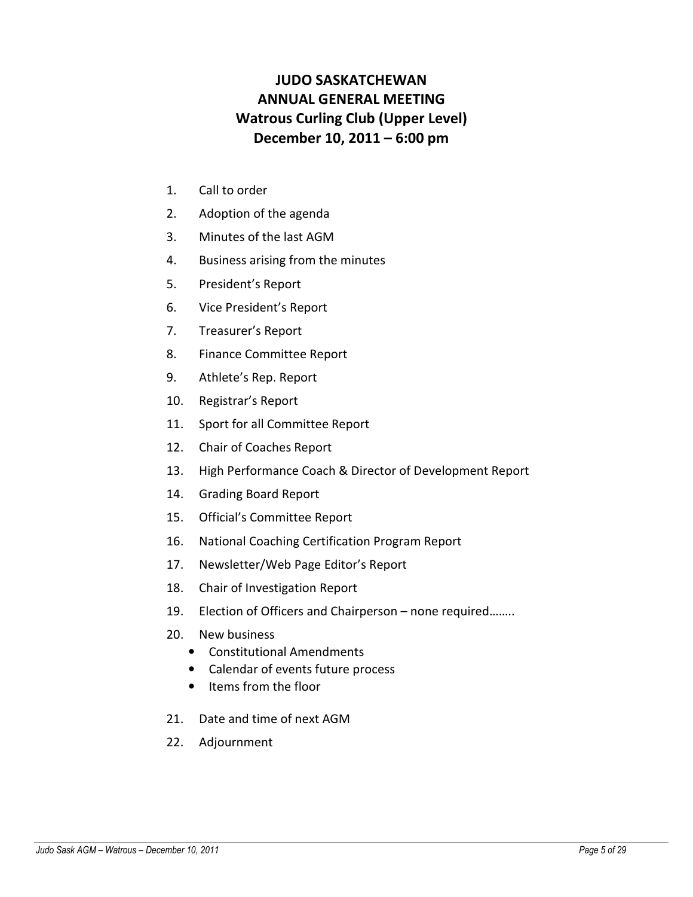# JUDO SASKATCHEWAN
# ANNUAL GENERAL MEETING
## Watrous Curling Club (Upper Level)
## December 10, 2011 – 6:00 pm

1. Call to order
2. Adoption of the agenda
3. Minutes of the last AGM
4. Business arising from the minutes
5. President's Report
6. Vice President's Report
7. Treasurer's Report
8. Finance Committee Report
9. Athlete's Rep. Report
10. Registrar's Report
11. Sport for all Committee Report
12. Chair of Coaches Report
13. High Performance Coach & Director of Development Report
14. Grading Board Report
15. Official's Committee Report
16. National Coaching Certification Program Report
17. Newsletter/Web Page Editor's Report
18. Chair of Investigation Report
19. Election of Officers and Chairperson – none required……..
20. New business
    - Constitutional Amendments
    - Calendar of events future process
    - Items from the floor
21. Date and time of next AGM
22. Adjournment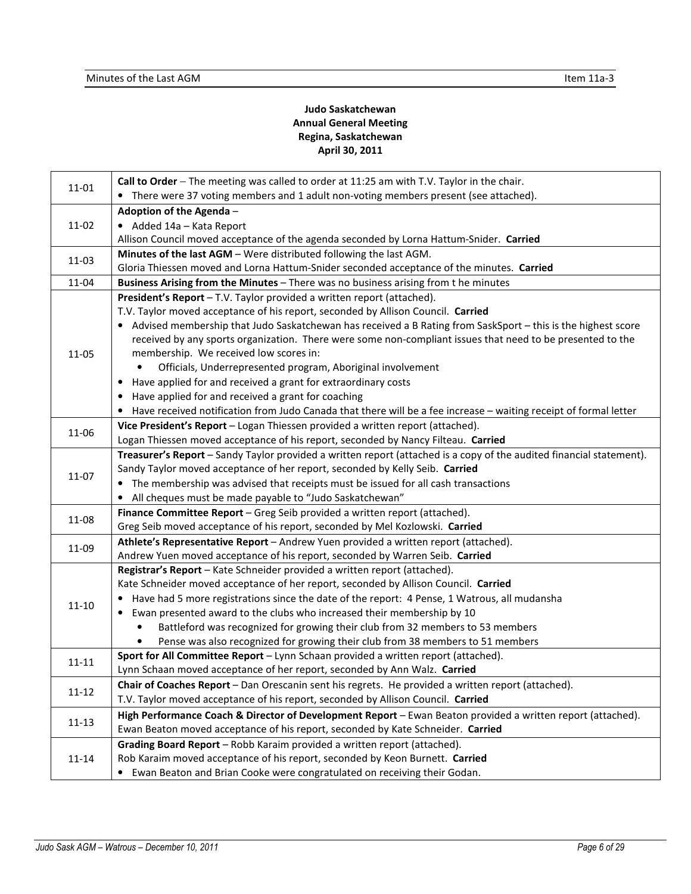**Judo Saskatchewan**
**Annual General Meeting**
**Regina, Saskatchewan**
**April 30, 2011**

| | |
|---|---|
| 11-01 | **Call to Order** – The meeting was called to order at 11:25 am with T.V. Taylor in the chair.<br>• There were 37 voting members and 1 adult non-voting members present (see attached). |
| 11-02 | **Adoption of the Agenda** –<br>• Added 14a – Kata Report<br>Allison Council moved acceptance of the agenda seconded by Lorna Hattum-Snider. **Carried** |
| 11-03 | **Minutes of the last AGM** – Were distributed following the last AGM.<br>Gloria Thiessen moved and Lorna Hattum-Snider seconded acceptance of the minutes. **Carried** |
| 11-04 | **Business Arising from the Minutes** – There was no business arising from t he minutes |
| 11-05 | **President's Report** – T.V. Taylor provided a written report (attached).<br>T.V. Taylor moved acceptance of his report, seconded by Allison Council. **Carried**<br>• Advised membership that Judo Saskatchewan has received a B Rating from SaskSport – this is the highest score received by any sports organization. There were some non-compliant issues that need to be presented to the membership. We received low scores in:<br>&nbsp;&nbsp;&nbsp;&nbsp;• Officials, Underrepresented program, Aboriginal involvement<br>• Have applied for and received a grant for extraordinary costs<br>• Have applied for and received a grant for coaching<br>• Have received notification from Judo Canada that there will be a fee increase – waiting receipt of formal letter |
| 11-06 | **Vice President's Report** – Logan Thiessen provided a written report (attached).<br>Logan Thiessen moved acceptance of his report, seconded by Nancy Filteau. **Carried** |
| 11-07 | **Treasurer's Report** – Sandy Taylor provided a written report (attached is a copy of the audited financial statement).<br>Sandy Taylor moved acceptance of her report, seconded by Kelly Seib. **Carried**<br>• The membership was advised that receipts must be issued for all cash transactions<br>• All cheques must be made payable to "Judo Saskatchewan" |
| 11-08 | **Finance Committee Report** – Greg Seib provided a written report (attached).<br>Greg Seib moved acceptance of his report, seconded by Mel Kozlowski. **Carried** |
| 11-09 | **Athlete's Representative Report** – Andrew Yuen provided a written report (attached).<br>Andrew Yuen moved acceptance of his report, seconded by Warren Seib. **Carried** |
| 11-10 | **Registrar's Report** – Kate Schneider provided a written report (attached).<br>Kate Schneider moved acceptance of her report, seconded by Allison Council. **Carried**<br>• Have had 5 more registrations since the date of the report: 4 Pense, 1 Watrous, all mudansha<br>• Ewan presented award to the clubs who increased their membership by 10<br>&nbsp;&nbsp;&nbsp;&nbsp;• Battleford was recognized for growing their club from 32 members to 53 members<br>&nbsp;&nbsp;&nbsp;&nbsp;• Pense was also recognized for growing their club from 38 members to 51 members |
| 11-11 | **Sport for All Committee Report** – Lynn Schaan provided a written report (attached).<br>Lynn Schaan moved acceptance of her report, seconded by Ann Walz. **Carried** |
| 11-12 | **Chair of Coaches Report** – Dan Orescanin sent his regrets. He provided a written report (attached).<br>T.V. Taylor moved acceptance of his report, seconded by Allison Council. **Carried** |
| 11-13 | **High Performance Coach & Director of Development Report** – Ewan Beaton provided a written report (attached).<br>Ewan Beaton moved acceptance of his report, seconded by Kate Schneider. **Carried** |
| 11-14 | **Grading Board Report** – Robb Karaim provided a written report (attached).<br>Rob Karaim moved acceptance of his report, seconded by Keon Burnett. **Carried**<br>• Ewan Beaton and Brian Cooke were congratulated on receiving their Godan. |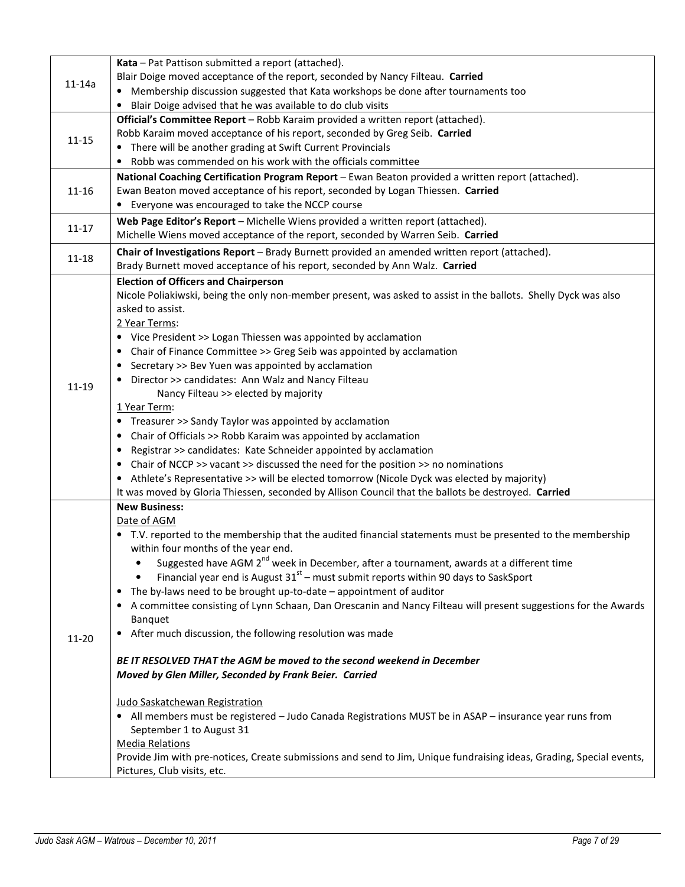| | |
|---|---|
| 11-14a | **Kata** – Pat Pattison submitted a report (attached).<br>Blair Doige moved acceptance of the report, seconded by Nancy Filteau. **Carried**<br>• Membership discussion suggested that Kata workshops be done after tournaments too<br>• Blair Doige advised that he was available to do club visits |
| 11-15 | **Official's Committee Report** – Robb Karaim provided a written report (attached).<br>Robb Karaim moved acceptance of his report, seconded by Greg Seib. **Carried**<br>• There will be another grading at Swift Current Provincials<br>• Robb was commended on his work with the officials committee |
| 11-16 | **National Coaching Certification Program Report** – Ewan Beaton provided a written report (attached).<br>Ewan Beaton moved acceptance of his report, seconded by Logan Thiessen. **Carried**<br>• Everyone was encouraged to take the NCCP course |
| 11-17 | **Web Page Editor's Report** – Michelle Wiens provided a written report (attached).<br>Michelle Wiens moved acceptance of the report, seconded by Warren Seib. **Carried** |
| 11-18 | **Chair of Investigations Report** – Brady Burnett provided an amended written report (attached).<br>Brady Burnett moved acceptance of his report, seconded by Ann Walz. **Carried** |
| 11-19 | **Election of Officers and Chairperson**<br>Nicole Poliakiwski, being the only non-member present, was asked to assist in the ballots. Shelly Dyck was also asked to assist.<br>2 Year Terms:<br>• Vice President >> Logan Thiessen was appointed by acclamation<br>• Chair of Finance Committee >> Greg Seib was appointed by acclamation<br>• Secretary >> Bev Yuen was appointed by acclamation<br>• Director >> candidates: Ann Walz and Nancy Filteau<br>Nancy Filteau >> elected by majority<br>1 Year Term:<br>• Treasurer >> Sandy Taylor was appointed by acclamation<br>• Chair of Officials >> Robb Karaim was appointed by acclamation<br>• Registrar >> candidates: Kate Schneider appointed by acclamation<br>• Chair of NCCP >> vacant >> discussed the need for the position >> no nominations<br>• Athlete's Representative >> will be elected tomorrow (Nicole Dyck was elected by majority)<br>It was moved by Gloria Thiessen, seconded by Allison Council that the ballots be destroyed. **Carried** |
| 11-20 | **New Business:**<br>Date of AGM<br>• T.V. reported to the membership that the audited financial statements must be presented to the membership within four months of the year end.<br>  • Suggested have AGM 2nd week in December, after a tournament, awards at a different time<br>  • Financial year end is August 31st – must submit reports within 90 days to SaskSport<br>• The by-laws need to be brought up-to-date – appointment of auditor<br>• A committee consisting of Lynn Schaan, Dan Orescanin and Nancy Filteau will present suggestions for the Awards Banquet<br>• After much discussion, the following resolution was made<br><br>***BE IT RESOLVED THAT the AGM be moved to the second weekend in December***<br>***Moved by Glen Miller, Seconded by Frank Beier. Carried***<br><br>Judo Saskatchewan Registration<br>• All members must be registered – Judo Canada Registrations MUST be in ASAP – insurance year runs from September 1 to August 31<br>Media Relations<br>Provide Jim with pre-notices, Create submissions and send to Jim, Unique fundraising ideas, Grading, Special events, Pictures, Club visits, etc. |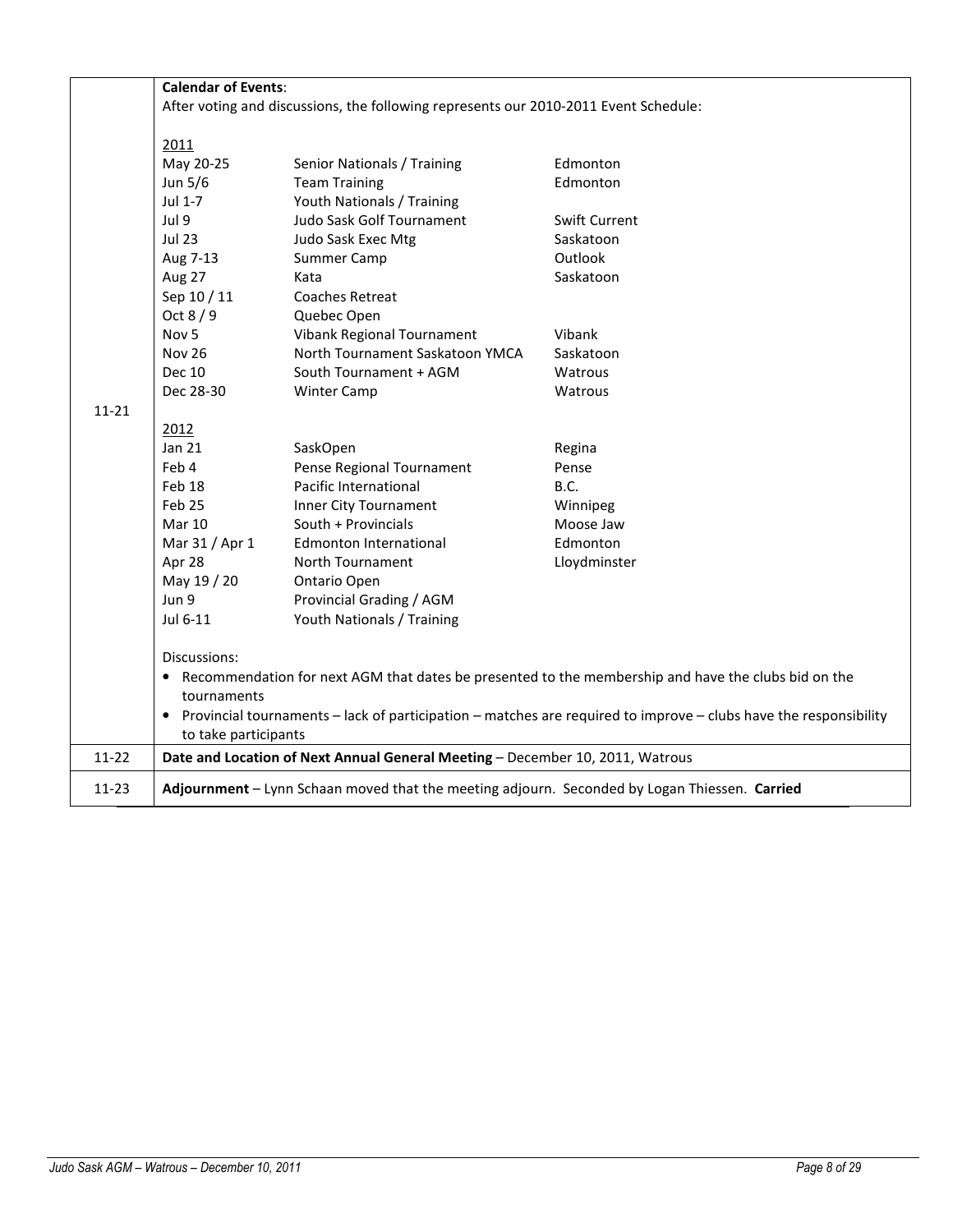| | |
|---|---|
| 11-21 | **Calendar of Events**:<br>After voting and discussions, the following represents our 2010-2011 Event Schedule: |

<u>2011</u>

| Date | Event | Location |
|---|---|---|
| May 20-25 | Senior Nationals / Training | Edmonton |
| Jun 5/6 | Team Training | Edmonton |
| Jul 1-7 | Youth Nationals / Training | |
| Jul 9 | Judo Sask Golf Tournament | Swift Current |
| Jul 23 | Judo Sask Exec Mtg | Saskatoon |
| Aug 7-13 | Summer Camp | Outlook |
| Aug 27 | Kata | Saskatoon |
| Sep 10 / 11 | Coaches Retreat | |
| Oct 8 / 9 | Quebec Open | |
| Nov 5 | Vibank Regional Tournament | Vibank |
| Nov 26 | North Tournament Saskatoon YMCA | Saskatoon |
| Dec 10 | South Tournament + AGM | Watrous |
| Dec 28-30 | Winter Camp | Watrous |

<u>2012</u>

| Date | Event | Location |
|---|---|---|
| Jan 21 | SaskOpen | Regina |
| Feb 4 | Pense Regional Tournament | Pense |
| Feb 18 | Pacific International | B.C. |
| Feb 25 | Inner City Tournament | Winnipeg |
| Mar 10 | South + Provincials | Moose Jaw |
| Mar 31 / Apr 1 | Edmonton International | Edmonton |
| Apr 28 | North Tournament | Lloydminster |
| May 19 / 20 | Ontario Open | |
| Jun 9 | Provincial Grading / AGM | |
| Jul 6-11 | Youth Nationals / Training | |

Discussions:

- Recommendation for next AGM that dates be presented to the membership and have the clubs bid on the tournaments
- Provincial tournaments – lack of participation – matches are required to improve – clubs have the responsibility to take participants

| | |
|---|---|
| 11-22 | **Date and Location of Next Annual General Meeting** – December 10, 2011, Watrous |
| 11-23 | **Adjournment** – Lynn Schaan moved that the meeting adjourn. Seconded by Logan Thiessen. **Carried** |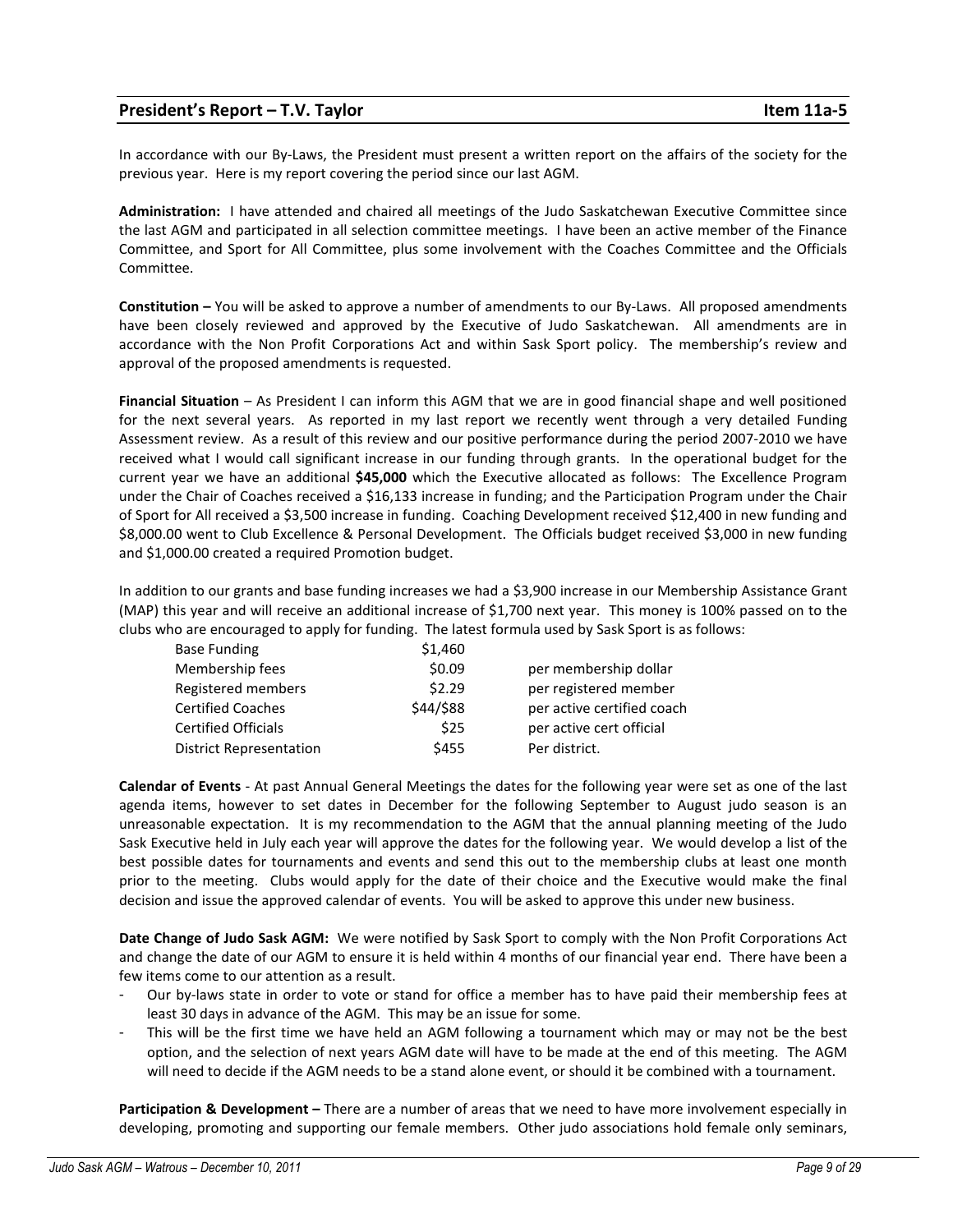## President's Report – T.V. Taylor **Item 11a-5**

In accordance with our By-Laws, the President must present a written report on the affairs of the society for the previous year. Here is my report covering the period since our last AGM.

**Administration:** I have attended and chaired all meetings of the Judo Saskatchewan Executive Committee since the last AGM and participated in all selection committee meetings. I have been an active member of the Finance Committee, and Sport for All Committee, plus some involvement with the Coaches Committee and the Officials Committee.

**Constitution –** You will be asked to approve a number of amendments to our By-Laws. All proposed amendments have been closely reviewed and approved by the Executive of Judo Saskatchewan. All amendments are in accordance with the Non Profit Corporations Act and within Sask Sport policy. The membership's review and approval of the proposed amendments is requested.

**Financial Situation** – As President I can inform this AGM that we are in good financial shape and well positioned for the next several years. As reported in my last report we recently went through a very detailed Funding Assessment review. As a result of this review and our positive performance during the period 2007-2010 we have received what I would call significant increase in our funding through grants. In the operational budget for the current year we have an additional **$45,000** which the Executive allocated as follows: The Excellence Program under the Chair of Coaches received a $16,133 increase in funding; and the Participation Program under the Chair of Sport for All received a $3,500 increase in funding. Coaching Development received $12,400 in new funding and $8,000.00 went to Club Excellence & Personal Development. The Officials budget received $3,000 in new funding and $1,000.00 created a required Promotion budget.

In addition to our grants and base funding increases we had a $3,900 increase in our Membership Assistance Grant (MAP) this year and will receive an additional increase of $1,700 next year. This money is 100% passed on to the clubs who are encouraged to apply for funding. The latest formula used by Sask Sport is as follows:

| | | |
|---|---|---|
| Base Funding | $1,460 | |
| Membership fees | $0.09 | per membership dollar |
| Registered members | $2.29 | per registered member |
| Certified Coaches | $44/$88 | per active certified coach |
| Certified Officials | $25 | per active cert official |
| District Representation | $455 | Per district. |

**Calendar of Events** - At past Annual General Meetings the dates for the following year were set as one of the last agenda items, however to set dates in December for the following September to August judo season is an unreasonable expectation. It is my recommendation to the AGM that the annual planning meeting of the Judo Sask Executive held in July each year will approve the dates for the following year. We would develop a list of the best possible dates for tournaments and events and send this out to the membership clubs at least one month prior to the meeting. Clubs would apply for the date of their choice and the Executive would make the final decision and issue the approved calendar of events. You will be asked to approve this under new business.

**Date Change of Judo Sask AGM:** We were notified by Sask Sport to comply with the Non Profit Corporations Act and change the date of our AGM to ensure it is held within 4 months of our financial year end. There have been a few items come to our attention as a result.

- Our by-laws state in order to vote or stand for office a member has to have paid their membership fees at least 30 days in advance of the AGM. This may be an issue for some.
- This will be the first time we have held an AGM following a tournament which may or may not be the best option, and the selection of next years AGM date will have to be made at the end of this meeting. The AGM will need to decide if the AGM needs to be a stand alone event, or should it be combined with a tournament.

**Participation & Development –** There are a number of areas that we need to have more involvement especially in developing, promoting and supporting our female members. Other judo associations hold female only seminars,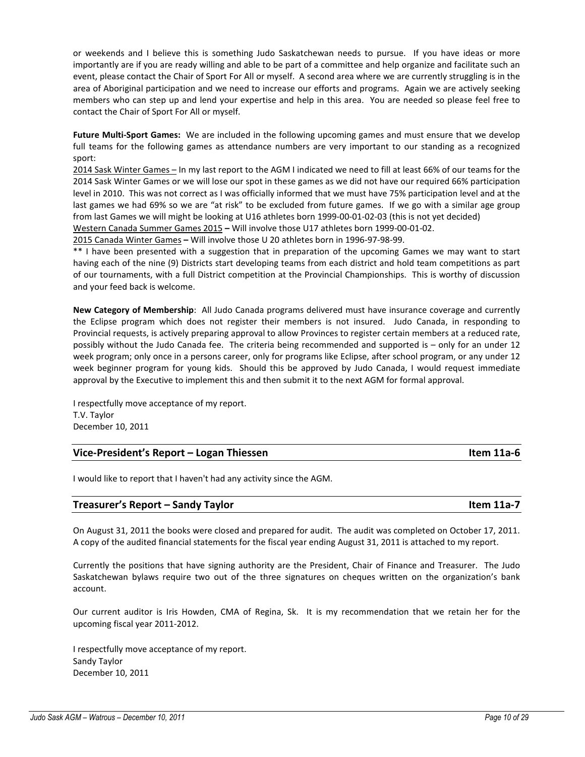or weekends and I believe this is something Judo Saskatchewan needs to pursue. If you have ideas or more importantly are if you are ready willing and able to be part of a committee and help organize and facilitate such an event, please contact the Chair of Sport For All or myself. A second area where we are currently struggling is in the area of Aboriginal participation and we need to increase our efforts and programs. Again we are actively seeking members who can step up and lend your expertise and help in this area. You are needed so please feel free to contact the Chair of Sport For All or myself.

**Future Multi-Sport Games:** We are included in the following upcoming games and must ensure that we develop full teams for the following games as attendance numbers are very important to our standing as a recognized sport:

2014 Sask Winter Games – In my last report to the AGM I indicated we need to fill at least 66% of our teams for the 2014 Sask Winter Games or we will lose our spot in these games as we did not have our required 66% participation level in 2010. This was not correct as I was officially informed that we must have 75% participation level and at the last games we had 69% so we are "at risk" to be excluded from future games. If we go with a similar age group from last Games we will might be looking at U16 athletes born 1999-00-01-02-03 (this is not yet decided)

Western Canada Summer Games 2015 **–** Will involve those U17 athletes born 1999-00-01-02.

2015 Canada Winter Games **–** Will involve those U 20 athletes born in 1996-97-98-99.

** I have been presented with a suggestion that in preparation of the upcoming Games we may want to start having each of the nine (9) Districts start developing teams from each district and hold team competitions as part of our tournaments, with a full District competition at the Provincial Championships. This is worthy of discussion and your feed back is welcome.

**New Category of Membership**: All Judo Canada programs delivered must have insurance coverage and currently the Eclipse program which does not register their members is not insured. Judo Canada, in responding to Provincial requests, is actively preparing approval to allow Provinces to register certain members at a reduced rate, possibly without the Judo Canada fee. The criteria being recommended and supported is – only for an under 12 week program; only once in a persons career, only for programs like Eclipse, after school program, or any under 12 week beginner program for young kids. Should this be approved by Judo Canada, I would request immediate approval by the Executive to implement this and then submit it to the next AGM for formal approval.

I respectfully move acceptance of my report.
T.V. Taylor
December 10, 2011

## Vice-President's Report – Logan Thiessen — Item 11a-6

I would like to report that I haven't had any activity since the AGM.

## Treasurer's Report – Sandy Taylor — Item 11a-7

On August 31, 2011 the books were closed and prepared for audit. The audit was completed on October 17, 2011. A copy of the audited financial statements for the fiscal year ending August 31, 2011 is attached to my report.

Currently the positions that have signing authority are the President, Chair of Finance and Treasurer. The Judo Saskatchewan bylaws require two out of the three signatures on cheques written on the organization's bank account.

Our current auditor is Iris Howden, CMA of Regina, Sk. It is my recommendation that we retain her for the upcoming fiscal year 2011-2012.

I respectfully move acceptance of my report.
Sandy Taylor
December 10, 2011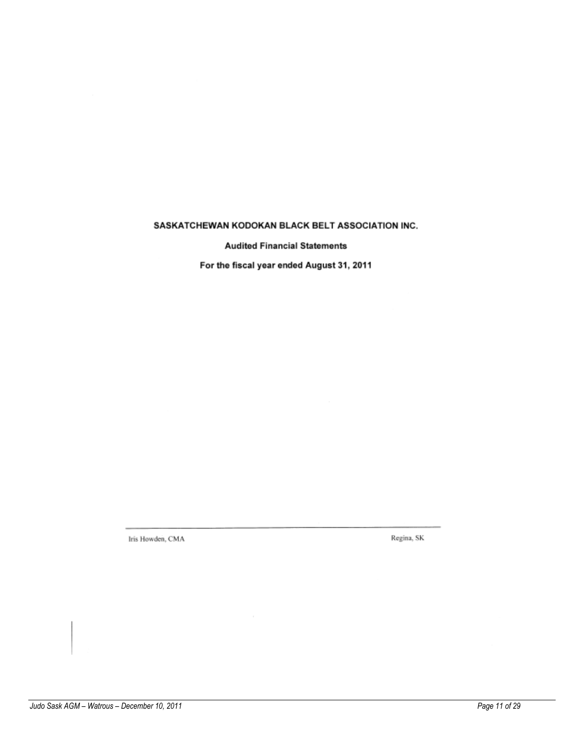# SASKATCHEWAN KODOKAN BLACK BELT ASSOCIATION INC.

## Audited Financial Statements

### For the fiscal year ended August 31, 2011

---

Iris Howden, CMA

Regina, SK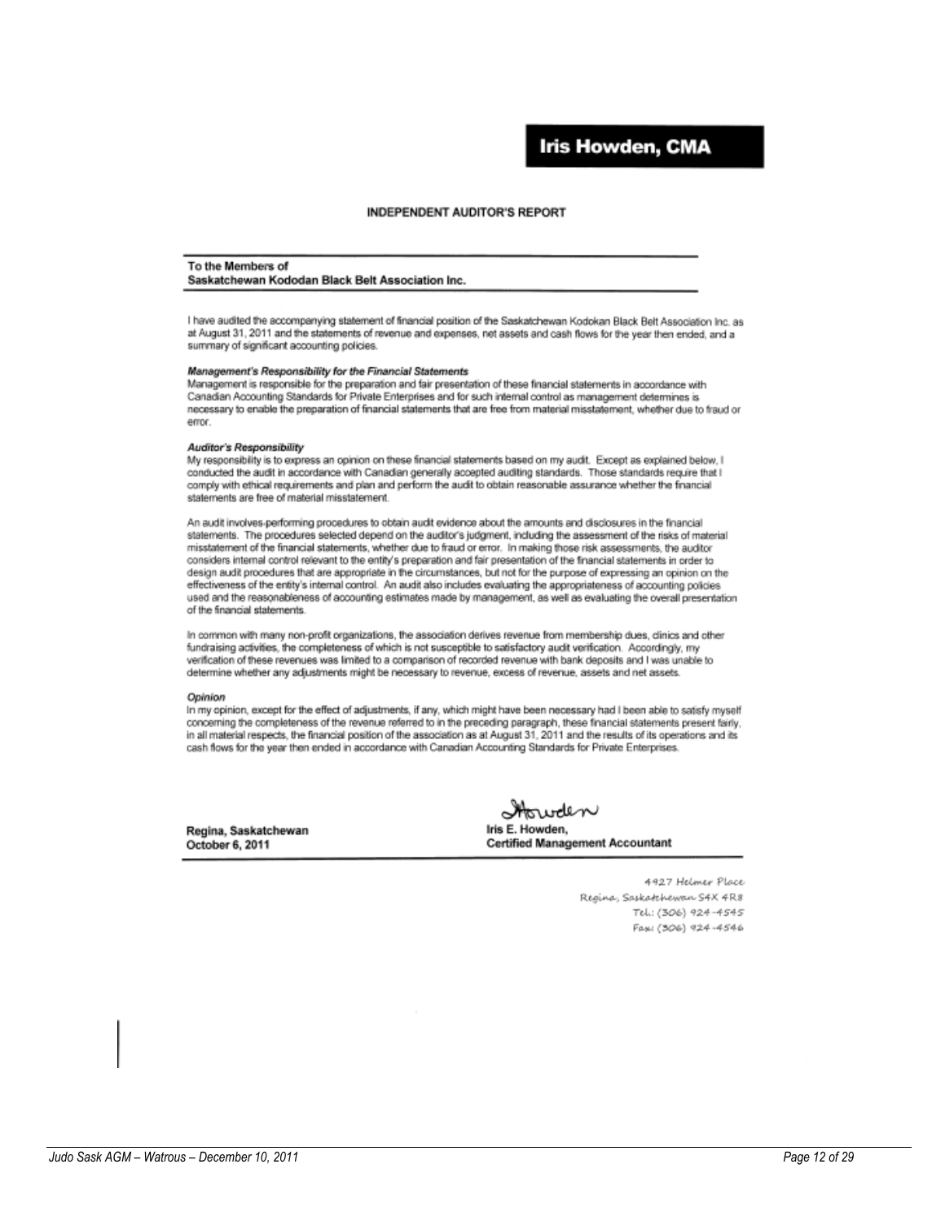# Iris Howden, CMA

## INDEPENDENT AUDITOR'S REPORT

**To the Members of**
**Saskatchewan Kododan Black Belt Association Inc.**

I have audited the accompanying statement of financial position of the Saskatchewan Kodokan Black Belt Association Inc. as at August 31, 2011 and the statements of revenue and expenses, net assets and cash flows for the year then ended, and a summary of significant accounting policies.

***Management's Responsibility for the Financial Statements***

Management is responsible for the preparation and fair presentation of these financial statements in accordance with Canadian Accounting Standards for Private Enterprises and for such internal control as management determines is necessary to enable the preparation of financial statements that are free from material misstatement, whether due to fraud or error.

***Auditor's Responsibility***

My responsibility is to express an opinion on these financial statements based on my audit. Except as explained below, I conducted the audit in accordance with Canadian generally accepted auditing standards. Those standards require that I comply with ethical requirements and plan and perform the audit to obtain reasonable assurance whether the financial statements are free of material misstatement.

An audit involves-performing procedures to obtain audit evidence about the amounts and disclosures in the financial statements. The procedures selected depend on the auditor's judgment, including the assessment of the risks of material misstatement of the financial statements, whether due to fraud or error. In making those risk assessments, the auditor considers internal control relevant to the entity's preparation and fair presentation of the financial statements in order to design audit procedures that are appropriate in the circumstances, but not for the purpose of expressing an opinion on the effectiveness of the entity's internal control. An audit also includes evaluating the appropriateness of accounting policies used and the reasonableness of accounting estimates made by management, as well as evaluating the overall presentation of the financial statements.

In common with many non-profit organizations, the association derives revenue from membership dues, clinics and other fundraising activities, the completeness of which is not susceptible to satisfactory audit verification. Accordingly, my verification of these revenues was limited to a comparison of recorded revenue with bank deposits and I was unable to determine whether any adjustments might be necessary to revenue, excess of revenue, assets and net assets.

***Opinion***

In my opinion, except for the effect of adjustments, if any, which might have been necessary had I been able to satisfy myself concerning the completeness of the revenue referred to in the preceding paragraph, these financial statements present fairly, in all material respects, the financial position of the association as at August 31, 2011 and the results of its operations and its cash flows for the year then ended in accordance with Canadian Accounting Standards for Private Enterprises.

**Regina, Saskatchewan**
**October 6, 2011**

Howden
**Iris E. Howden,**
**Certified Management Accountant**

4927 Helmer Place
Regina, Saskatchewan S4X 4R8
Tel.: (306) 924-4545
Fax: (306) 924-4546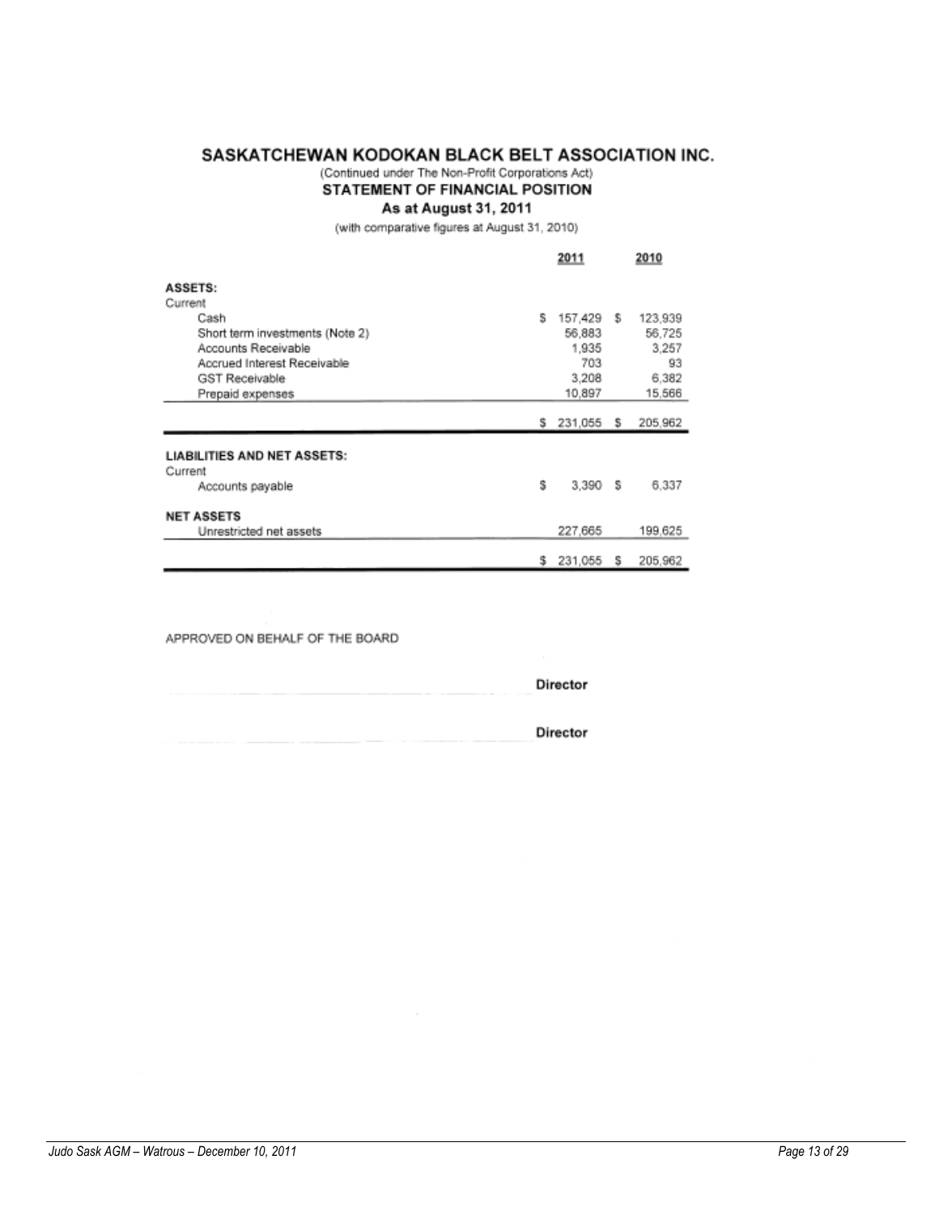# SASKATCHEWAN KODOKAN BLACK BELT ASSOCIATION INC.

(Continued under The Non-Profit Corporations Act)

## STATEMENT OF FINANCIAL POSITION

### As at August 31, 2011

(with comparative figures at August 31, 2010)

| | 2011 | 2010 |
|---|---|---|
| **ASSETS:** | | |
| Current | | |
| Cash | $ 157,429 | $ 123,939 |
| Short term investments (Note 2) | 56,883 | 56,725 |
| Accounts Receivable | 1,935 | 3,257 |
| Accrued Interest Receivable | 703 | 93 |
| GST Receivable | 3,208 | 6,382 |
| Prepaid expenses | 10,897 | 15,566 |
| | $ 231,055 | $ 205,962 |
| **LIABILITIES AND NET ASSETS:** | | |
| Current | | |
| Accounts payable | $ 3,390 | $ 6,337 |
| **NET ASSETS** | | |
| Unrestricted net assets | 227,665 | 199,625 |
| | $ 231,055 | $ 205,962 |

APPROVED ON BEHALF OF THE BOARD

_______________________________ **Director**

_______________________________ **Director**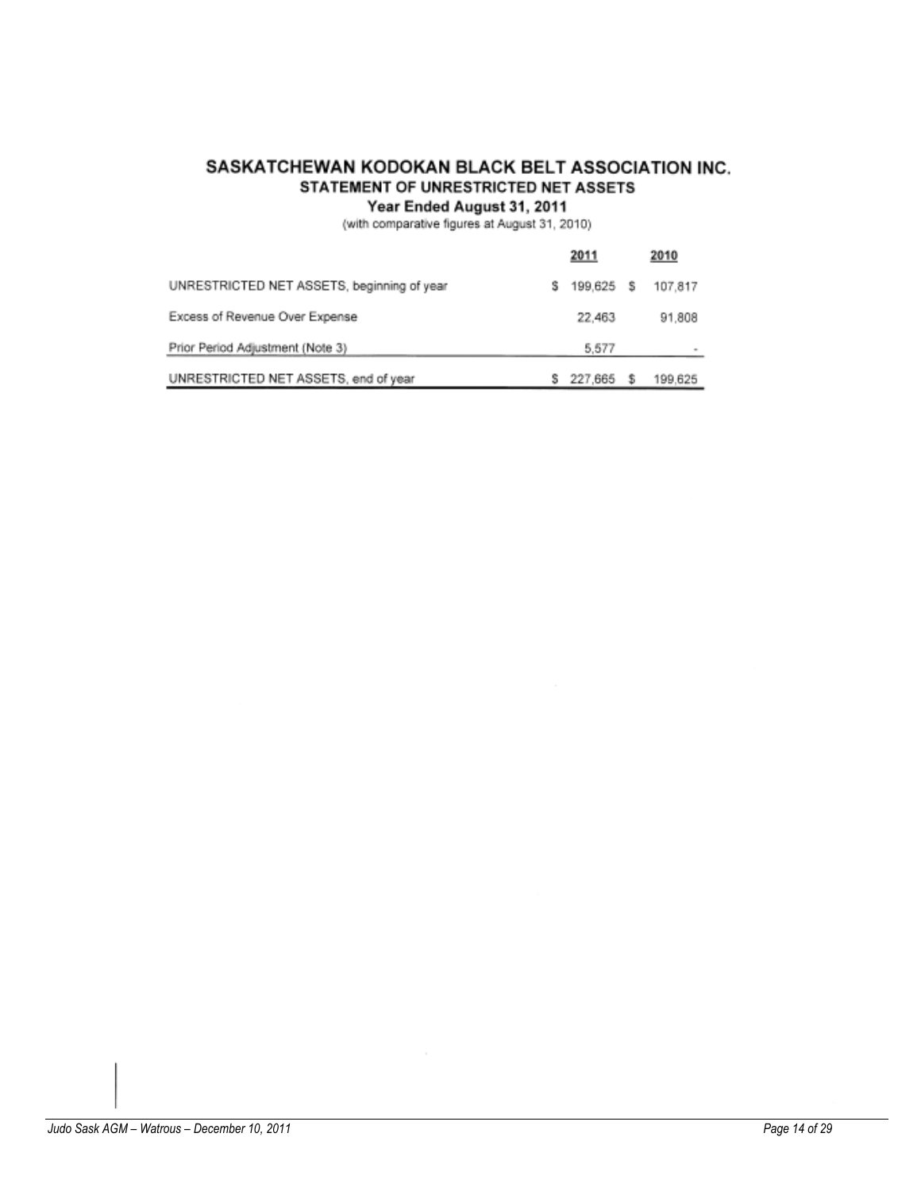# SASKATCHEWAN KODOKAN BLACK BELT ASSOCIATION INC.

## STATEMENT OF UNRESTRICTED NET ASSETS

### Year Ended August 31, 2011

(with comparative figures at August 31, 2010)

| | 2011 | 2010 |
|---|---|---|
| UNRESTRICTED NET ASSETS, beginning of year | $ 199,625 | $ 107,817 |
| Excess of Revenue Over Expense | 22,463 | 91,808 |
| Prior Period Adjustment (Note 3) | 5,577 | - |
| UNRESTRICTED NET ASSETS, end of year | $ 227,665 | $ 199,625 |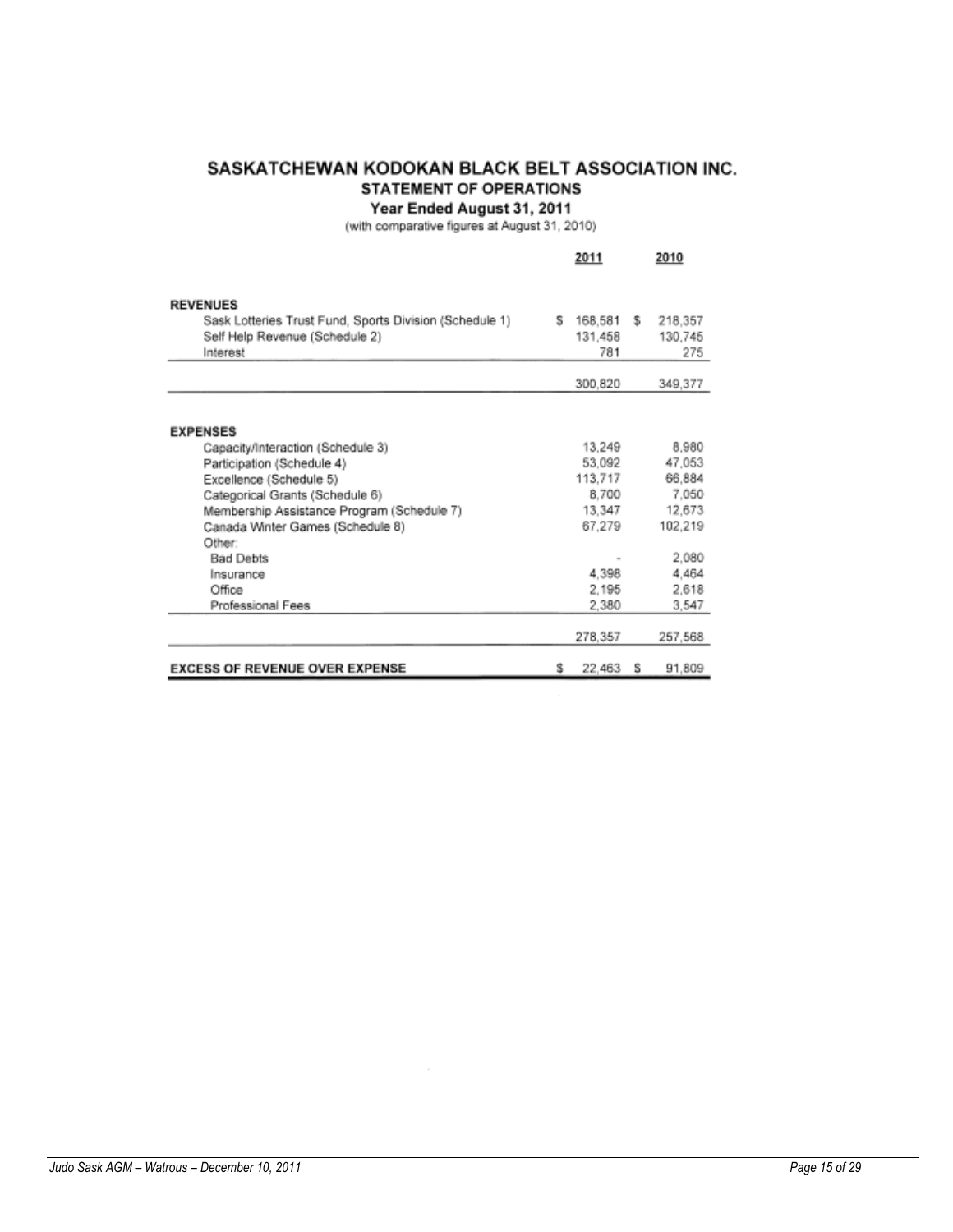# SASKATCHEWAN KODOKAN BLACK BELT ASSOCIATION INC.

## STATEMENT OF OPERATIONS

### Year Ended August 31, 2011

(with comparative figures at August 31, 2010)

| | 2011 | 2010 |
|---|---|---|
| **REVENUES** | | |
| Sask Lotteries Trust Fund, Sports Division (Schedule 1) | $ 168,581 | $ 218,357 |
| Self Help Revenue (Schedule 2) | 131,458 | 130,745 |
| Interest | 781 | 275 |
| | 300,820 | 349,377 |
| **EXPENSES** | | |
| Capacity/Interaction (Schedule 3) | 13,249 | 8,980 |
| Participation (Schedule 4) | 53,092 | 47,053 |
| Excellence (Schedule 5) | 113,717 | 66,884 |
| Categorical Grants (Schedule 6) | 8,700 | 7,050 |
| Membership Assistance Program (Schedule 7) | 13,347 | 12,673 |
| Canada Winter Games (Schedule 8) | 67,279 | 102,219 |
| Other: | | |
| Bad Debts | - | 2,080 |
| Insurance | 4,398 | 4,464 |
| Office | 2,195 | 2,618 |
| Professional Fees | 2,380 | 3,547 |
| | 278,357 | 257,568 |
| **EXCESS OF REVENUE OVER EXPENSE** | $ 22,463 | $ 91,809 |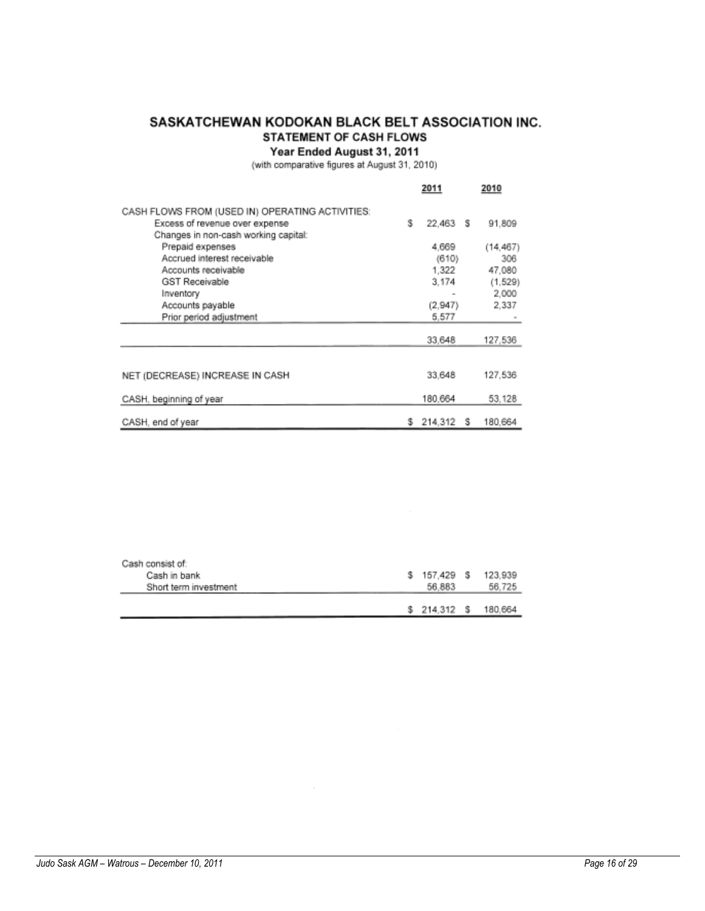# SASKATCHEWAN KODOKAN BLACK BELT ASSOCIATION INC.

## STATEMENT OF CASH FLOWS

### Year Ended August 31, 2011

(with comparative figures at August 31, 2010)

| | 2011 | 2010 |
|---|---|---|
| CASH FLOWS FROM (USED IN) OPERATING ACTIVITIES: | | |
| Excess of revenue over expense | $ 22,463 | $ 91,809 |
| Changes in non-cash working capital: | | |
| Prepaid expenses | 4,669 | (14,467) |
| Accrued interest receivable | (610) | 306 |
| Accounts receivable | 1,322 | 47,080 |
| GST Receivable | 3,174 | (1,529) |
| Inventory | - | 2,000 |
| Accounts payable | (2,947) | 2,337 |
| Prior period adjustment | 5,577 | - |
| | 33,648 | 127,536 |
| NET (DECREASE) INCREASE IN CASH | 33,648 | 127,536 |
| CASH, beginning of year | 180,664 | 53,128 |
| CASH, end of year | $ 214,312 | $ 180,664 |

| Cash consist of: | | |
|---|---|---|
| Cash in bank | $ 157,429 | $ 123,939 |
| Short term investment | 56,883 | 56,725 |
| | $ 214,312 | $ 180,664 |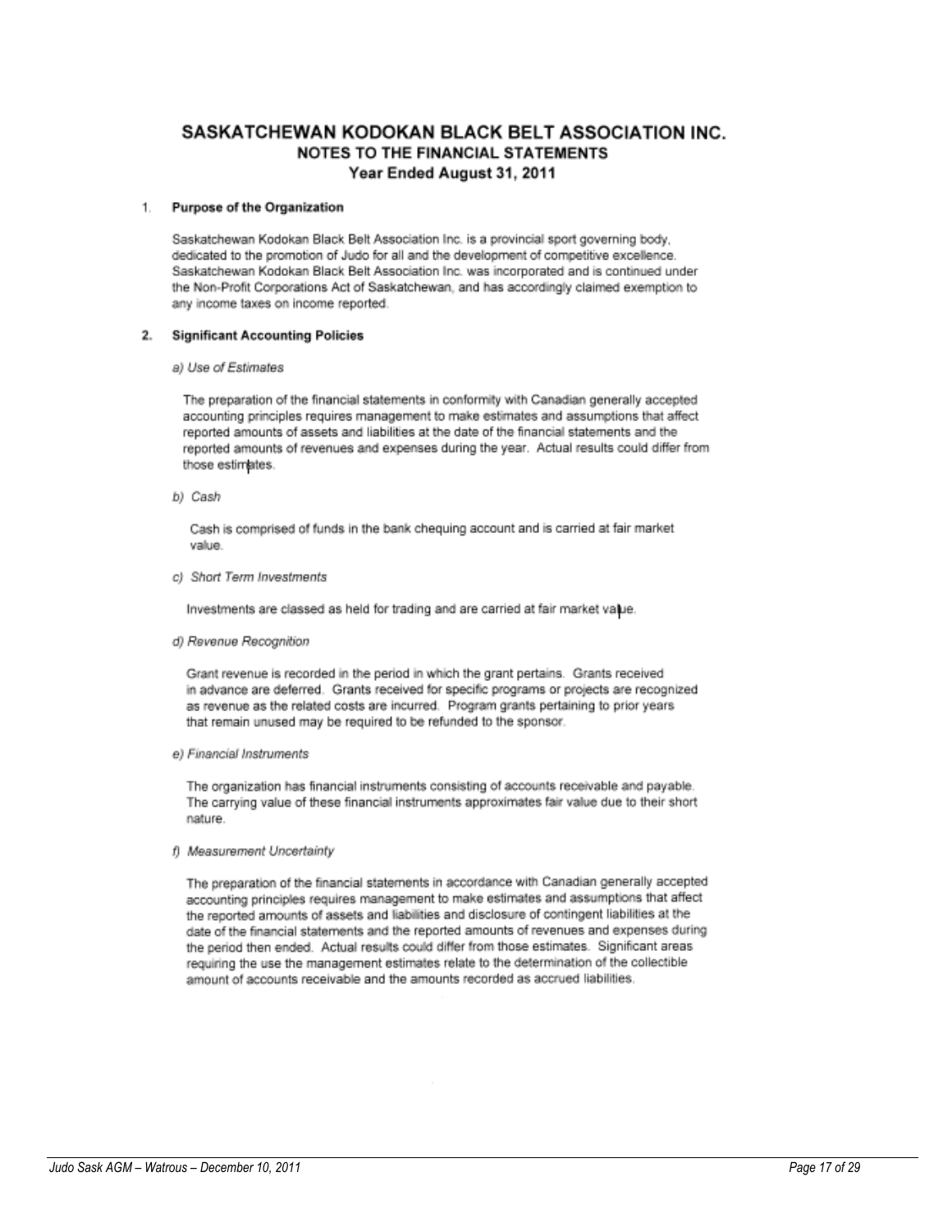# SASKATCHEWAN KODOKAN BLACK BELT ASSOCIATION INC.
## NOTES TO THE FINANCIAL STATEMENTS
### Year Ended August 31, 2011

1. **Purpose of the Organization**

Saskatchewan Kodokan Black Belt Association Inc. is a provincial sport governing body, dedicated to the promotion of Judo for all and the development of competitive excellence. Saskatchewan Kodokan Black Belt Association Inc. was incorporated and is continued under the Non-Profit Corporations Act of Saskatchewan, and has accordingly claimed exemption to any income taxes on income reported.

2. **Significant Accounting Policies**

*a) Use of Estimates*

The preparation of the financial statements in conformity with Canadian generally accepted accounting principles requires management to make estimates and assumptions that affect reported amounts of assets and liabilities at the date of the financial statements and the reported amounts of revenues and expenses during the year. Actual results could differ from those estimates.

*b) Cash*

Cash is comprised of funds in the bank chequing account and is carried at fair market value.

*c) Short Term Investments*

Investments are classed as held for trading and are carried at fair market value.

*d) Revenue Recognition*

Grant revenue is recorded in the period in which the grant pertains. Grants received in advance are deferred. Grants received for specific programs or projects are recognized as revenue as the related costs are incurred. Program grants pertaining to prior years that remain unused may be required to be refunded to the sponsor.

*e) Financial Instruments*

The organization has financial instruments consisting of accounts receivable and payable. The carrying value of these financial instruments approximates fair value due to their short nature.

*f) Measurement Uncertainty*

The preparation of the financial statements in accordance with Canadian generally accepted accounting principles requires management to make estimates and assumptions that affect the reported amounts of assets and liabilities and disclosure of contingent liabilities at the date of the financial statements and the reported amounts of revenues and expenses during the period then ended. Actual results could differ from those estimates. Significant areas requiring the use the management estimates relate to the determination of the collectible amount of accounts receivable and the amounts recorded as accrued liabilities.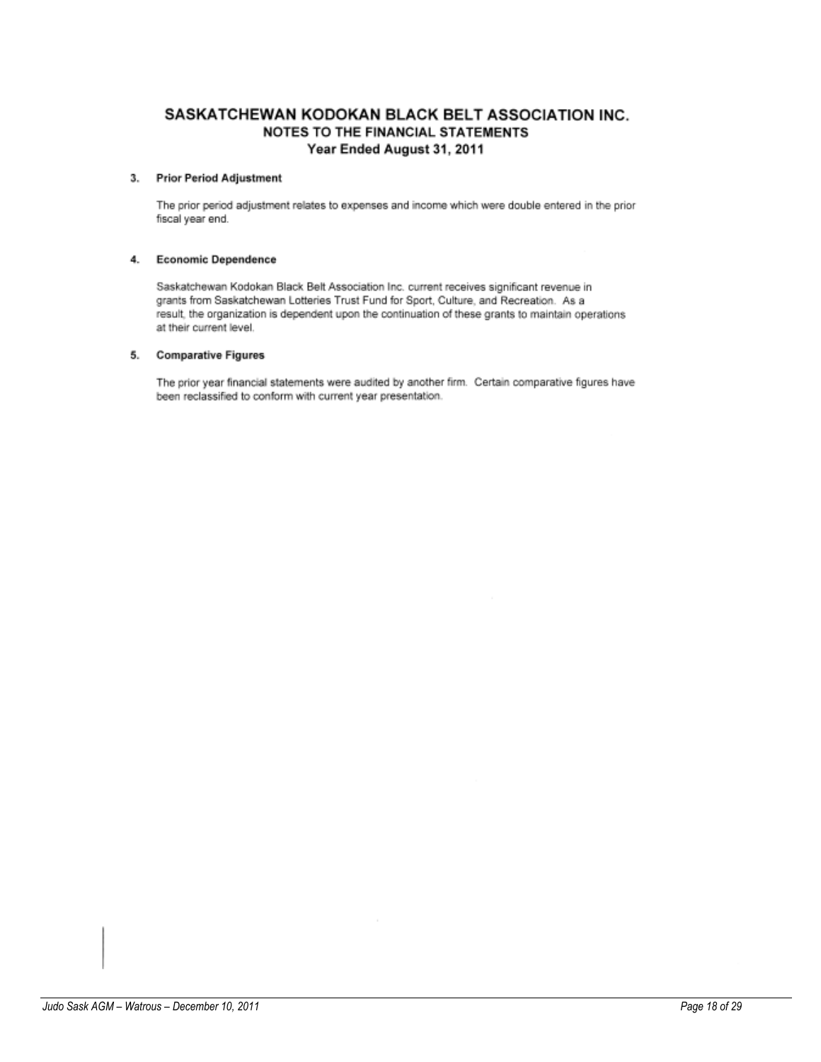# SASKATCHEWAN KODOKAN BLACK BELT ASSOCIATION INC.
## NOTES TO THE FINANCIAL STATEMENTS
### Year Ended August 31, 2011

**3. Prior Period Adjustment**

The prior period adjustment relates to expenses and income which were double entered in the prior fiscal year end.

**4. Economic Dependence**

Saskatchewan Kodokan Black Belt Association Inc. current receives significant revenue in grants from Saskatchewan Lotteries Trust Fund for Sport, Culture, and Recreation. As a result, the organization is dependent upon the continuation of these grants to maintain operations at their current level.

**5. Comparative Figures**

The prior year financial statements were audited by another firm. Certain comparative figures have been reclassified to conform with current year presentation.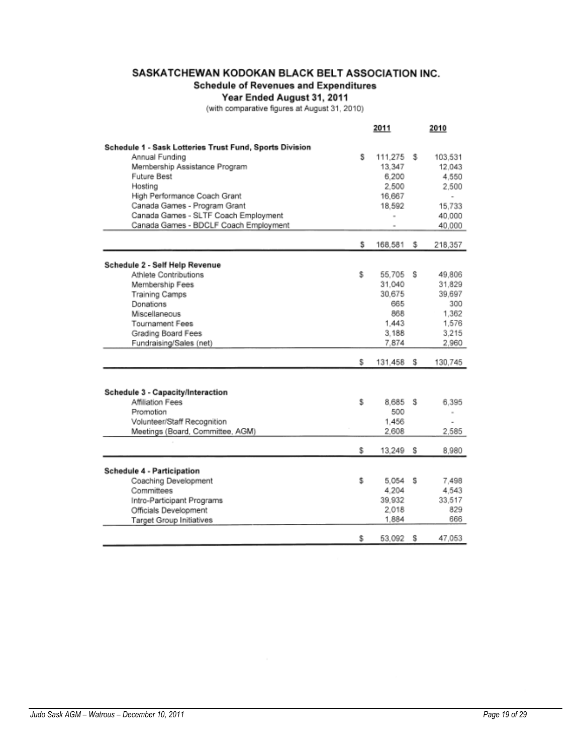# SASKATCHEWAN KODOKAN BLACK BELT ASSOCIATION INC.

## Schedule of Revenues and Expenditures

### Year Ended August 31, 2011

(with comparative figures at August 31, 2010)

| | 2011 | 2010 |
|---|---|---|
| **Schedule 1 - Sask Lotteries Trust Fund, Sports Division** | | |
| Annual Funding | $ 111,275 | $ 103,531 |
| Membership Assistance Program | 13,347 | 12,043 |
| Future Best | 6,200 | 4,550 |
| Hosting | 2,500 | 2,500 |
| High Performance Coach Grant | 16,667 | - |
| Canada Games - Program Grant | 18,592 | 15,733 |
| Canada Games - SLTF Coach Employment | - | 40,000 |
| Canada Games - BDCLF Coach Employment | - | 40,000 |
| | $ 168,581 | $ 218,357 |
| **Schedule 2 - Self Help Revenue** | | |
| Athlete Contributions | $ 55,705 | $ 49,806 |
| Membership Fees | 31,040 | 31,829 |
| Training Camps | 30,675 | 39,697 |
| Donations | 665 | 300 |
| Miscellaneous | 868 | 1,362 |
| Tournament Fees | 1,443 | 1,576 |
| Grading Board Fees | 3,188 | 3,215 |
| Fundraising/Sales (net) | 7,874 | 2,960 |
| | $ 131,458 | $ 130,745 |
| **Schedule 3 - Capacity/Interaction** | | |
| Affiliation Fees | $ 8,685 | $ 6,395 |
| Promotion | 500 | - |
| Volunteer/Staff Recognition | 1,456 | - |
| Meetings (Board, Committee, AGM) | 2,608 | 2,585 |
| | $ 13,249 | $ 8,980 |
| **Schedule 4 - Participation** | | |
| Coaching Development | $ 5,054 | $ 7,498 |
| Committees | 4,204 | 4,543 |
| Intro-Participant Programs | 39,932 | 33,517 |
| Officials Development | 2,018 | 829 |
| Target Group Initiatives | 1,884 | 666 |
| | $ 53,092 | $ 47,053 |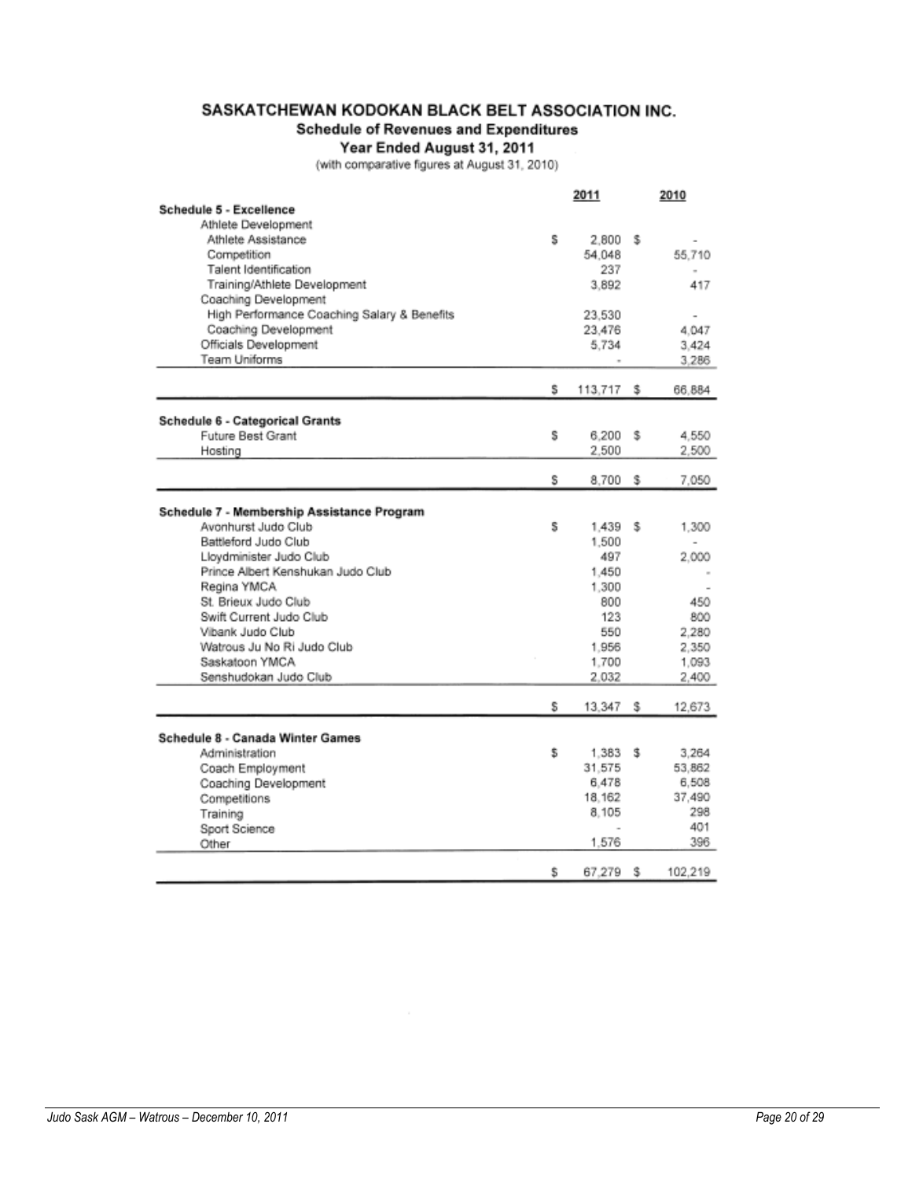# SASKATCHEWAN KODOKAN BLACK BELT ASSOCIATION INC.

## Schedule of Revenues and Expenditures

### Year Ended August 31, 2011

(with comparative figures at August 31, 2010)

| | 2011 | 2010 |
|---|---|---|
| **Schedule 5 - Excellence** | | |
| Athlete Development | | |
| Athlete Assistance | $ 2,800 | $ - |
| Competition | 54,048 | 55,710 |
| Talent Identification | 237 | - |
| Training/Athlete Development | 3,892 | 417 |
| Coaching Development | | |
| High Performance Coaching Salary & Benefits | 23,530 | - |
| Coaching Development | 23,476 | 4,047 |
| Officials Development | 5,734 | 3,424 |
| Team Uniforms | - | 3,286 |
| | $ 113,717 | $ 66,884 |

| | 2011 | 2010 |
|---|---|---|
| **Schedule 6 - Categorical Grants** | | |
| Future Best Grant | $ 6,200 | $ 4,550 |
| Hosting | 2,500 | 2,500 |
| | $ 8,700 | $ 7,050 |

| | 2011 | 2010 |
|---|---|---|
| **Schedule 7 - Membership Assistance Program** | | |
| Avonhurst Judo Club | $ 1,439 | $ 1,300 |
| Battleford Judo Club | 1,500 | - |
| Lloydminister Judo Club | 497 | 2,000 |
| Prince Albert Kenshukan Judo Club | 1,450 | - |
| Regina YMCA | 1,300 | - |
| St. Brieux Judo Club | 800 | 450 |
| Swift Current Judo Club | 123 | 800 |
| Vibank Judo Club | 550 | 2,280 |
| Watrous Ju No Ri Judo Club | 1,956 | 2,350 |
| Saskatoon YMCA | 1,700 | 1,093 |
| Senshudokan Judo Club | 2,032 | 2,400 |
| | $ 13,347 | $ 12,673 |

| | 2011 | 2010 |
|---|---|---|
| **Schedule 8 - Canada Winter Games** | | |
| Administration | $ 1,383 | $ 3,264 |
| Coach Employment | 31,575 | 53,862 |
| Coaching Development | 6,478 | 6,508 |
| Competitions | 18,162 | 37,490 |
| Training | 8,105 | 298 |
| Sport Science | - | 401 |
| Other | 1,576 | 396 |
| | $ 67,279 | $ 102,219 |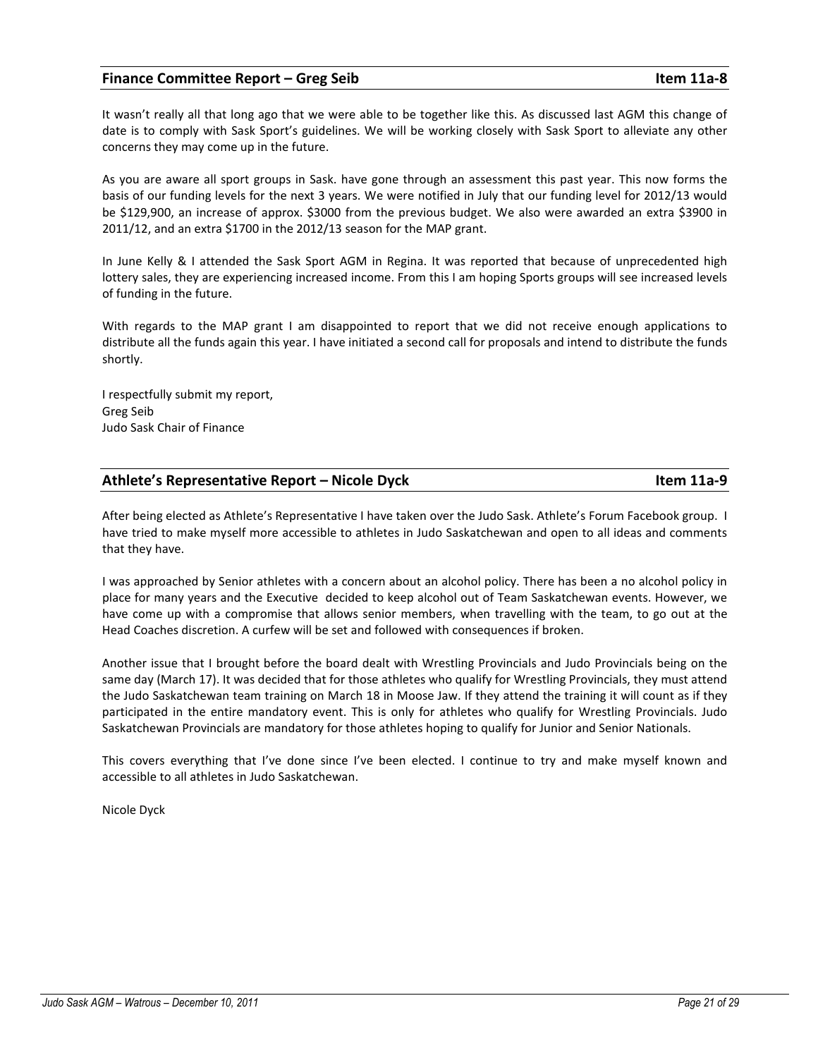## Finance Committee Report – Greg Seib **Item 11a-8**

It wasn't really all that long ago that we were able to be together like this. As discussed last AGM this change of date is to comply with Sask Sport's guidelines. We will be working closely with Sask Sport to alleviate any other concerns they may come up in the future.

As you are aware all sport groups in Sask. have gone through an assessment this past year. This now forms the basis of our funding levels for the next 3 years. We were notified in July that our funding level for 2012/13 would be $129,900, an increase of approx. $3000 from the previous budget. We also were awarded an extra $3900 in 2011/12, and an extra $1700 in the 2012/13 season for the MAP grant.

In June Kelly & I attended the Sask Sport AGM in Regina. It was reported that because of unprecedented high lottery sales, they are experiencing increased income. From this I am hoping Sports groups will see increased levels of funding in the future.

With regards to the MAP grant I am disappointed to report that we did not receive enough applications to distribute all the funds again this year. I have initiated a second call for proposals and intend to distribute the funds shortly.

I respectfully submit my report,
Greg Seib
Judo Sask Chair of Finance

## Athlete's Representative Report – Nicole Dyck **Item 11a-9**

After being elected as Athlete's Representative I have taken over the Judo Sask. Athlete's Forum Facebook group. I have tried to make myself more accessible to athletes in Judo Saskatchewan and open to all ideas and comments that they have.

I was approached by Senior athletes with a concern about an alcohol policy. There has been a no alcohol policy in place for many years and the Executive decided to keep alcohol out of Team Saskatchewan events. However, we have come up with a compromise that allows senior members, when travelling with the team, to go out at the Head Coaches discretion. A curfew will be set and followed with consequences if broken.

Another issue that I brought before the board dealt with Wrestling Provincials and Judo Provincials being on the same day (March 17). It was decided that for those athletes who qualify for Wrestling Provincials, they must attend the Judo Saskatchewan team training on March 18 in Moose Jaw. If they attend the training it will count as if they participated in the entire mandatory event. This is only for athletes who qualify for Wrestling Provincials. Judo Saskatchewan Provincials are mandatory for those athletes hoping to qualify for Junior and Senior Nationals.

This covers everything that I've done since I've been elected. I continue to try and make myself known and accessible to all athletes in Judo Saskatchewan.

Nicole Dyck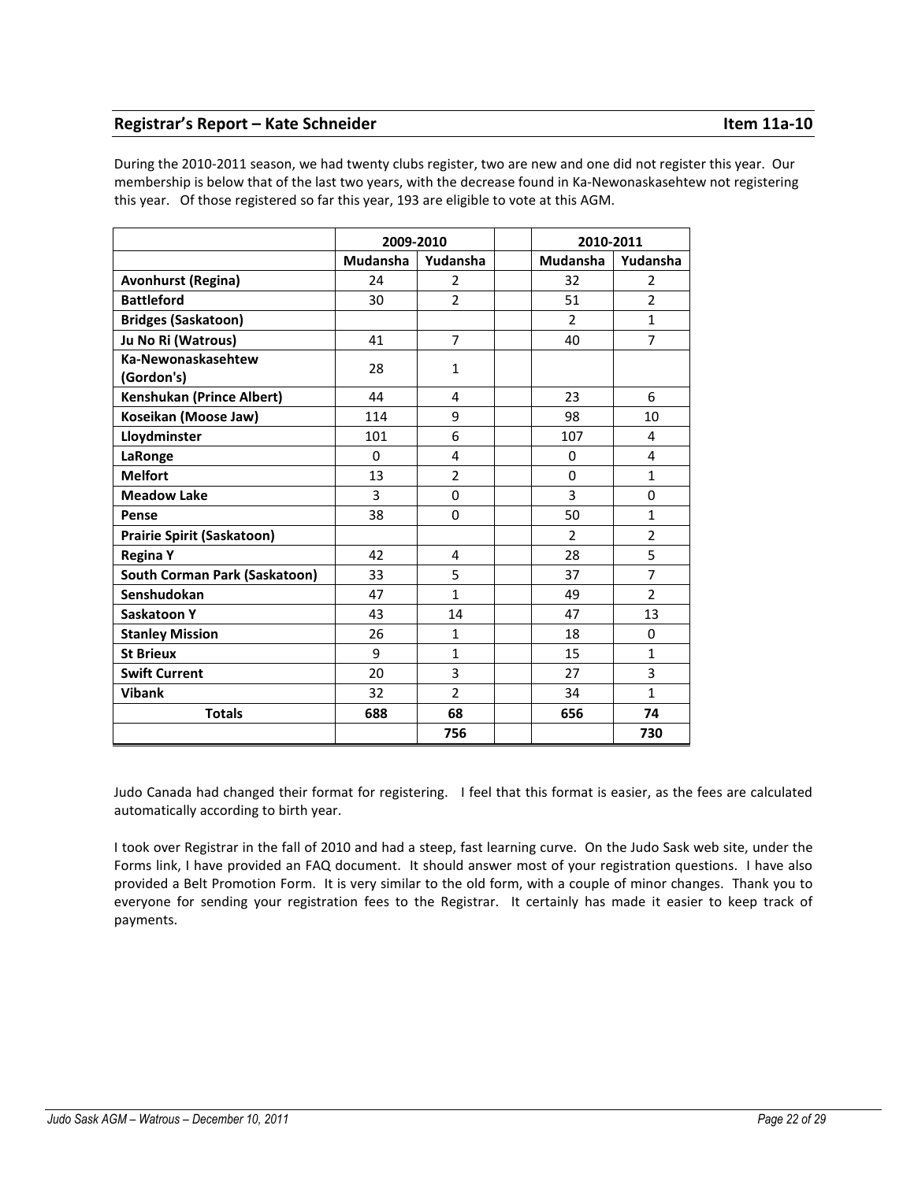## Registrar's Report – Kate Schneider Item 11a-10

During the 2010-2011 season, we had twenty clubs register, two are new and one did not register this year. Our membership is below that of the last two years, with the decrease found in Ka-Newonaskasehtew not registering this year. Of those registered so far this year, 193 are eligible to vote at this AGM.

| | 2009-2010 | | | 2010-2011 | |
|---|---|---|---|---|---|
| | **Mudansha** | **Yudansha** | | **Mudansha** | **Yudansha** |
| **Avonhurst (Regina)** | 24 | 2 | | 32 | 2 |
| **Battleford** | 30 | 2 | | 51 | 2 |
| **Bridges (Saskatoon)** | | | | 2 | 1 |
| **Ju No Ri (Watrous)** | 41 | 7 | | 40 | 7 |
| **Ka-Newonaskasehtew (Gordon's)** | 28 | 1 | | | |
| **Kenshukan (Prince Albert)** | 44 | 4 | | 23 | 6 |
| **Koseikan (Moose Jaw)** | 114 | 9 | | 98 | 10 |
| **Lloydminster** | 101 | 6 | | 107 | 4 |
| **LaRonge** | 0 | 4 | | 0 | 4 |
| **Melfort** | 13 | 2 | | 0 | 1 |
| **Meadow Lake** | 3 | 0 | | 3 | 0 |
| **Pense** | 38 | 0 | | 50 | 1 |
| **Prairie Spirit (Saskatoon)** | | | | 2 | 2 |
| **Regina Y** | 42 | 4 | | 28 | 5 |
| **South Corman Park (Saskatoon)** | 33 | 5 | | 37 | 7 |
| **Senshudokan** | 47 | 1 | | 49 | 2 |
| **Saskatoon Y** | 43 | 14 | | 47 | 13 |
| **Stanley Mission** | 26 | 1 | | 18 | 0 |
| **St Brieux** | 9 | 1 | | 15 | 1 |
| **Swift Current** | 20 | 3 | | 27 | 3 |
| **Vibank** | 32 | 2 | | 34 | 1 |
| **Totals** | **688** | **68** | | **656** | **74** |
| | | **756** | | | **730** |

Judo Canada had changed their format for registering. I feel that this format is easier, as the fees are calculated automatically according to birth year.

I took over Registrar in the fall of 2010 and had a steep, fast learning curve. On the Judo Sask web site, under the Forms link, I have provided an FAQ document. It should answer most of your registration questions. I have also provided a Belt Promotion Form. It is very similar to the old form, with a couple of minor changes. Thank you to everyone for sending your registration fees to the Registrar. It certainly has made it easier to keep track of payments.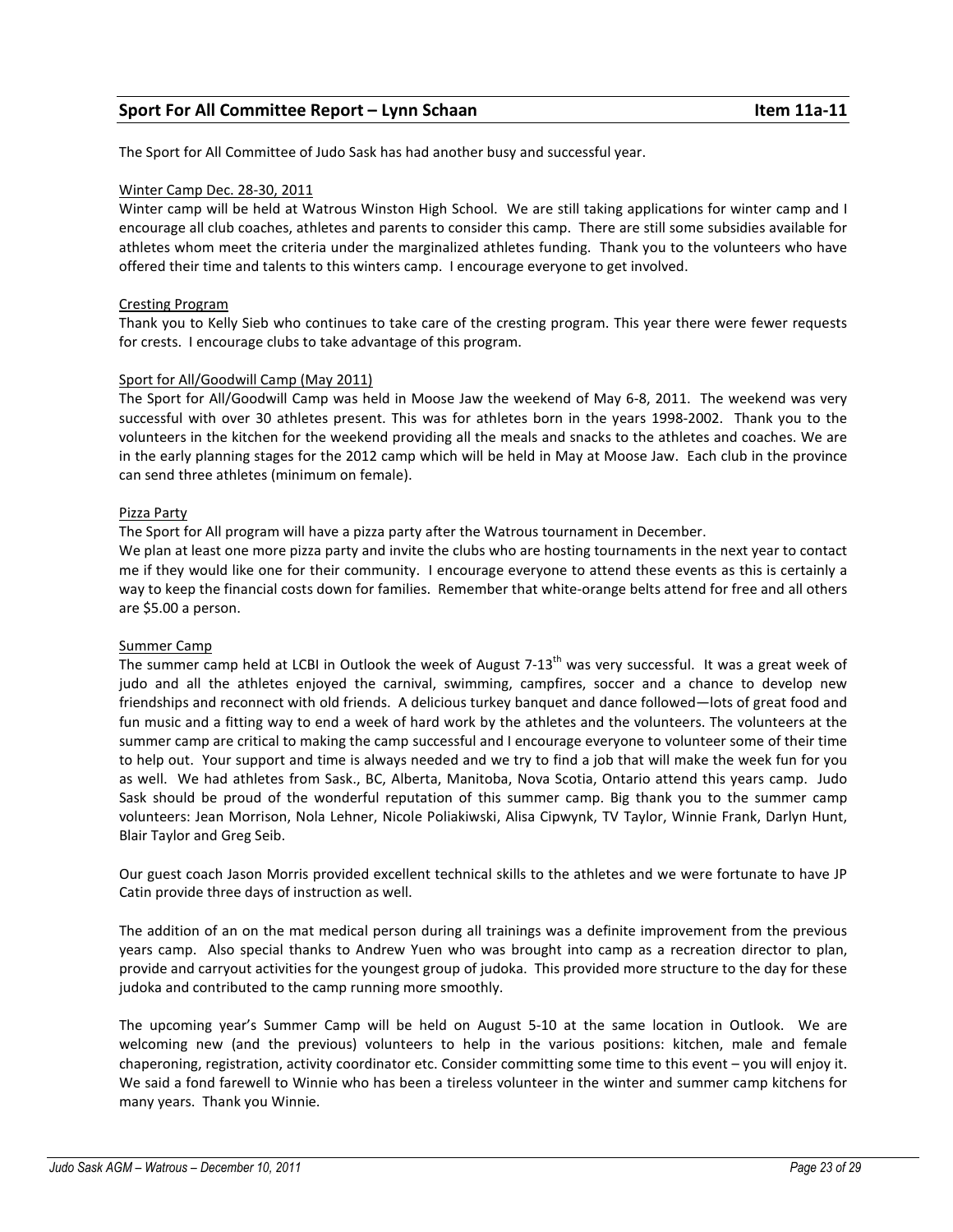## Sport For All Committee Report – Lynn Schaan **Item 11a-11**

The Sport for All Committee of Judo Sask has had another busy and successful year.

Winter Camp Dec. 28-30, 2011

Winter camp will be held at Watrous Winston High School. We are still taking applications for winter camp and I encourage all club coaches, athletes and parents to consider this camp. There are still some subsidies available for athletes whom meet the criteria under the marginalized athletes funding. Thank you to the volunteers who have offered their time and talents to this winters camp. I encourage everyone to get involved.

Cresting Program

Thank you to Kelly Sieb who continues to take care of the cresting program. This year there were fewer requests for crests. I encourage clubs to take advantage of this program.

Sport for All/Goodwill Camp (May 2011)

The Sport for All/Goodwill Camp was held in Moose Jaw the weekend of May 6-8, 2011. The weekend was very successful with over 30 athletes present. This was for athletes born in the years 1998-2002. Thank you to the volunteers in the kitchen for the weekend providing all the meals and snacks to the athletes and coaches. We are in the early planning stages for the 2012 camp which will be held in May at Moose Jaw. Each club in the province can send three athletes (minimum on female).

Pizza Party

The Sport for All program will have a pizza party after the Watrous tournament in December.

We plan at least one more pizza party and invite the clubs who are hosting tournaments in the next year to contact me if they would like one for their community. I encourage everyone to attend these events as this is certainly a way to keep the financial costs down for families. Remember that white-orange belts attend for free and all others are $5.00 a person.

Summer Camp

The summer camp held at LCBI in Outlook the week of August 7-13th was very successful. It was a great week of judo and all the athletes enjoyed the carnival, swimming, campfires, soccer and a chance to develop new friendships and reconnect with old friends. A delicious turkey banquet and dance followed—lots of great food and fun music and a fitting way to end a week of hard work by the athletes and the volunteers. The volunteers at the summer camp are critical to making the camp successful and I encourage everyone to volunteer some of their time to help out. Your support and time is always needed and we try to find a job that will make the week fun for you as well. We had athletes from Sask., BC, Alberta, Manitoba, Nova Scotia, Ontario attend this years camp. Judo Sask should be proud of the wonderful reputation of this summer camp. Big thank you to the summer camp volunteers: Jean Morrison, Nola Lehner, Nicole Poliakiwski, Alisa Cipwynk, TV Taylor, Winnie Frank, Darlyn Hunt, Blair Taylor and Greg Seib.

Our guest coach Jason Morris provided excellent technical skills to the athletes and we were fortunate to have JP Catin provide three days of instruction as well.

The addition of an on the mat medical person during all trainings was a definite improvement from the previous years camp. Also special thanks to Andrew Yuen who was brought into camp as a recreation director to plan, provide and carryout activities for the youngest group of judoka. This provided more structure to the day for these judoka and contributed to the camp running more smoothly.

The upcoming year's Summer Camp will be held on August 5-10 at the same location in Outlook. We are welcoming new (and the previous) volunteers to help in the various positions: kitchen, male and female chaperoning, registration, activity coordinator etc. Consider committing some time to this event – you will enjoy it. We said a fond farewell to Winnie who has been a tireless volunteer in the winter and summer camp kitchens for many years. Thank you Winnie.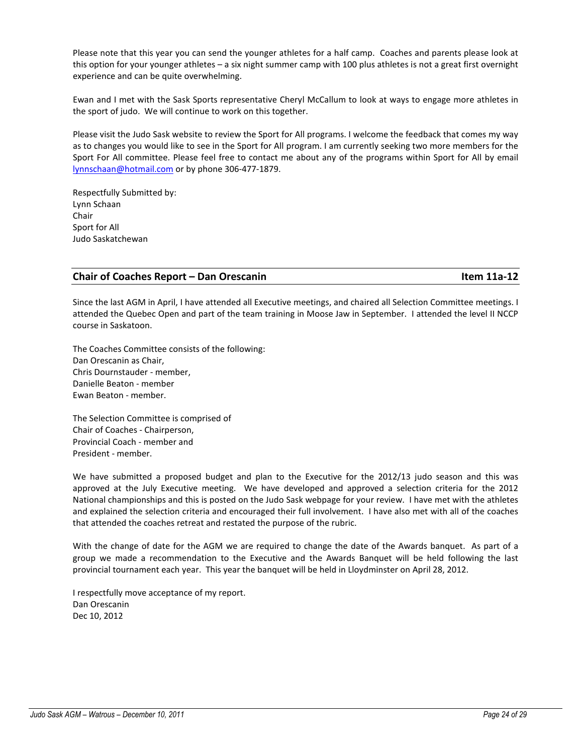Please note that this year you can send the younger athletes for a half camp. Coaches and parents please look at this option for your younger athletes – a six night summer camp with 100 plus athletes is not a great first overnight experience and can be quite overwhelming.

Ewan and I met with the Sask Sports representative Cheryl McCallum to look at ways to engage more athletes in the sport of judo. We will continue to work on this together.

Please visit the Judo Sask website to review the Sport for All programs. I welcome the feedback that comes my way as to changes you would like to see in the Sport for All program. I am currently seeking two more members for the Sport For All committee. Please feel free to contact me about any of the programs within Sport for All by email lynnschaan@hotmail.com or by phone 306-477-1879.

Respectfully Submitted by:
Lynn Schaan
Chair
Sport for All
Judo Saskatchewan

## Chair of Coaches Report – Dan Orescanin — Item 11a-12

Since the last AGM in April, I have attended all Executive meetings, and chaired all Selection Committee meetings. I attended the Quebec Open and part of the team training in Moose Jaw in September. I attended the level II NCCP course in Saskatoon.

The Coaches Committee consists of the following:
Dan Orescanin as Chair,
Chris Dournstauder - member,
Danielle Beaton - member
Ewan Beaton - member.

The Selection Committee is comprised of
Chair of Coaches - Chairperson,
Provincial Coach - member and
President - member.

We have submitted a proposed budget and plan to the Executive for the 2012/13 judo season and this was approved at the July Executive meeting. We have developed and approved a selection criteria for the 2012 National championships and this is posted on the Judo Sask webpage for your review. I have met with the athletes and explained the selection criteria and encouraged their full involvement. I have also met with all of the coaches that attended the coaches retreat and restated the purpose of the rubric.

With the change of date for the AGM we are required to change the date of the Awards banquet. As part of a group we made a recommendation to the Executive and the Awards Banquet will be held following the last provincial tournament each year. This year the banquet will be held in Lloydminster on April 28, 2012.

I respectfully move acceptance of my report.
Dan Orescanin
Dec 10, 2012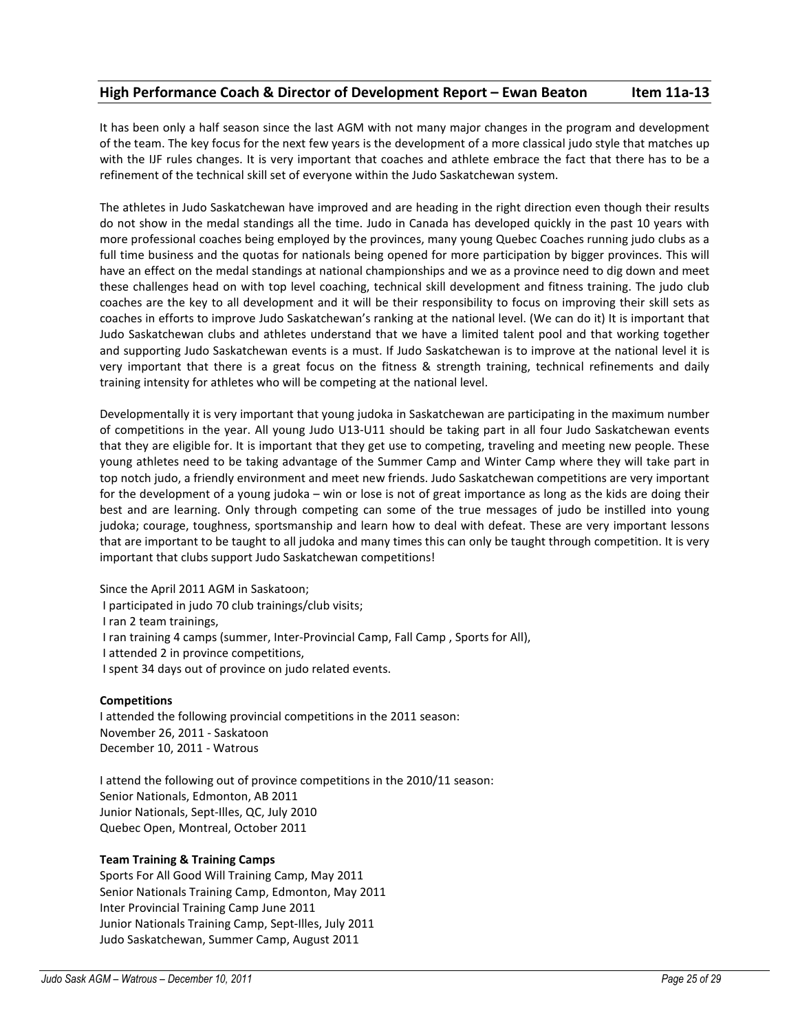## High Performance Coach & Director of Development Report – Ewan Beaton Item 11a-13

It has been only a half season since the last AGM with not many major changes in the program and development of the team. The key focus for the next few years is the development of a more classical judo style that matches up with the IJF rules changes. It is very important that coaches and athlete embrace the fact that there has to be a refinement of the technical skill set of everyone within the Judo Saskatchewan system.

The athletes in Judo Saskatchewan have improved and are heading in the right direction even though their results do not show in the medal standings all the time. Judo in Canada has developed quickly in the past 10 years with more professional coaches being employed by the provinces, many young Quebec Coaches running judo clubs as a full time business and the quotas for nationals being opened for more participation by bigger provinces. This will have an effect on the medal standings at national championships and we as a province need to dig down and meet these challenges head on with top level coaching, technical skill development and fitness training. The judo club coaches are the key to all development and it will be their responsibility to focus on improving their skill sets as coaches in efforts to improve Judo Saskatchewan's ranking at the national level. (We can do it) It is important that Judo Saskatchewan clubs and athletes understand that we have a limited talent pool and that working together and supporting Judo Saskatchewan events is a must. If Judo Saskatchewan is to improve at the national level it is very important that there is a great focus on the fitness & strength training, technical refinements and daily training intensity for athletes who will be competing at the national level.

Developmentally it is very important that young judoka in Saskatchewan are participating in the maximum number of competitions in the year. All young Judo U13-U11 should be taking part in all four Judo Saskatchewan events that they are eligible for. It is important that they get use to competing, traveling and meeting new people. These young athletes need to be taking advantage of the Summer Camp and Winter Camp where they will take part in top notch judo, a friendly environment and meet new friends. Judo Saskatchewan competitions are very important for the development of a young judoka – win or lose is not of great importance as long as the kids are doing their best and are learning. Only through competing can some of the true messages of judo be instilled into young judoka; courage, toughness, sportsmanship and learn how to deal with defeat. These are very important lessons that are important to be taught to all judoka and many times this can only be taught through competition. It is very important that clubs support Judo Saskatchewan competitions!

Since the April 2011 AGM in Saskatoon;
I participated in judo 70 club trainings/club visits;
I ran 2 team trainings,
I ran training 4 camps (summer, Inter-Provincial Camp, Fall Camp , Sports for All),
I attended 2 in province competitions,
I spent 34 days out of province on judo related events.

**Competitions**
I attended the following provincial competitions in the 2011 season:
November 26, 2011 - Saskatoon
December 10, 2011 - Watrous

I attend the following out of province competitions in the 2010/11 season:
Senior Nationals, Edmonton, AB 2011
Junior Nationals, Sept-Illes, QC, July 2010
Quebec Open, Montreal, October 2011

**Team Training & Training Camps**
Sports For All Good Will Training Camp, May 2011
Senior Nationals Training Camp, Edmonton, May 2011
Inter Provincial Training Camp June 2011
Junior Nationals Training Camp, Sept-Illes, July 2011
Judo Saskatchewan, Summer Camp, August 2011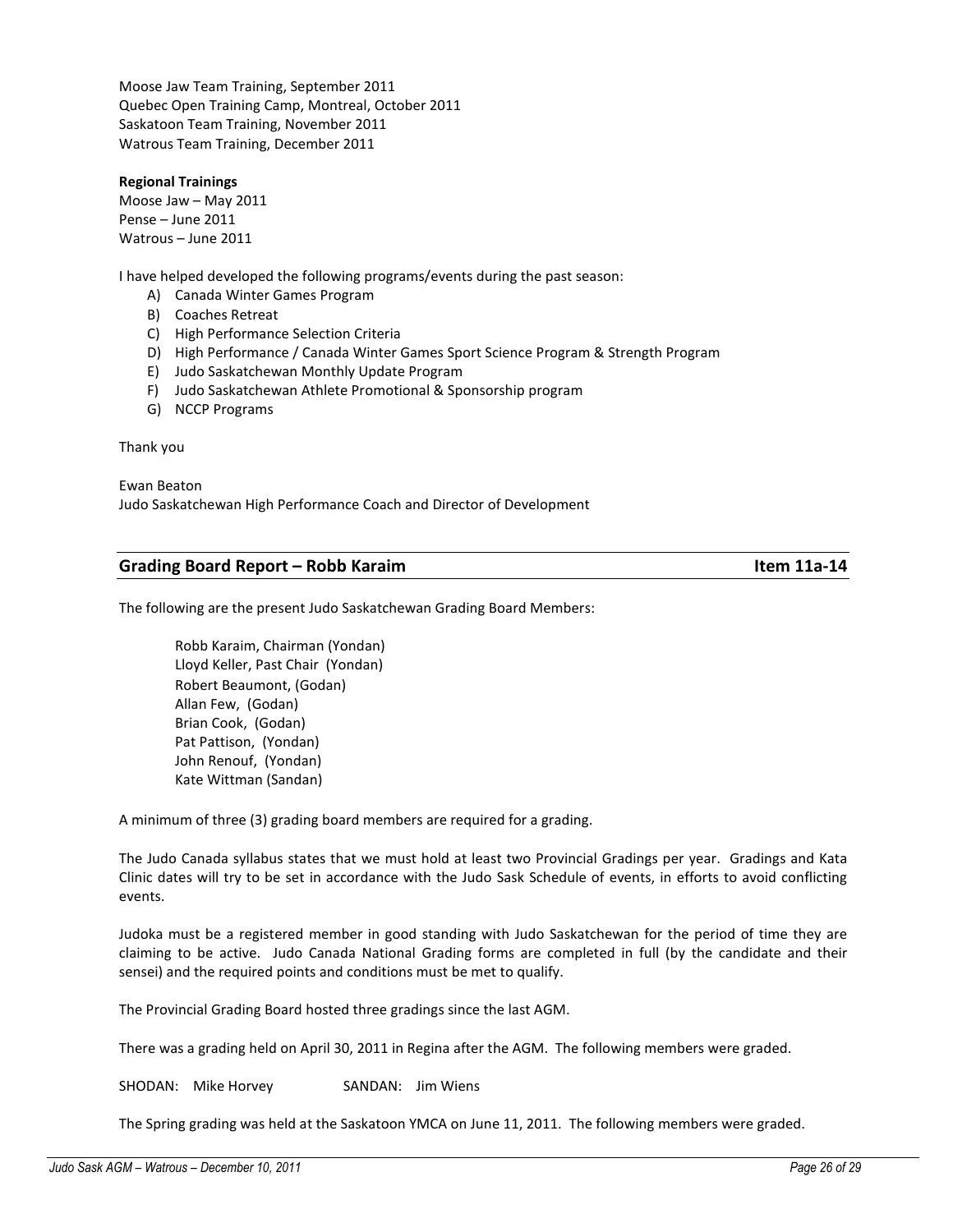Moose Jaw Team Training, September 2011
Quebec Open Training Camp, Montreal, October 2011
Saskatoon Team Training, November 2011
Watrous Team Training, December 2011

**Regional Trainings**
Moose Jaw – May 2011
Pense – June 2011
Watrous – June 2011

I have helped developed the following programs/events during the past season:

A) Canada Winter Games Program
B) Coaches Retreat
C) High Performance Selection Criteria
D) High Performance / Canada Winter Games Sport Science Program & Strength Program
E) Judo Saskatchewan Monthly Update Program
F) Judo Saskatchewan Athlete Promotional & Sponsorship program
G) NCCP Programs

Thank you

Ewan Beaton
Judo Saskatchewan High Performance Coach and Director of Development

## Grading Board Report – Robb Karaim — Item 11a-14

The following are the present Judo Saskatchewan Grading Board Members:

Robb Karaim, Chairman (Yondan)
Lloyd Keller, Past Chair (Yondan)
Robert Beaumont, (Godan)
Allan Few, (Godan)
Brian Cook, (Godan)
Pat Pattison, (Yondan)
John Renouf, (Yondan)
Kate Wittman (Sandan)

A minimum of three (3) grading board members are required for a grading.

The Judo Canada syllabus states that we must hold at least two Provincial Gradings per year. Gradings and Kata Clinic dates will try to be set in accordance with the Judo Sask Schedule of events, in efforts to avoid conflicting events.

Judoka must be a registered member in good standing with Judo Saskatchewan for the period of time they are claiming to be active. Judo Canada National Grading forms are completed in full (by the candidate and their sensei) and the required points and conditions must be met to qualify.

The Provincial Grading Board hosted three gradings since the last AGM.

There was a grading held on April 30, 2011 in Regina after the AGM. The following members were graded.

SHODAN: Mike Horvey　　　SANDAN: Jim Wiens

The Spring grading was held at the Saskatoon YMCA on June 11, 2011. The following members were graded.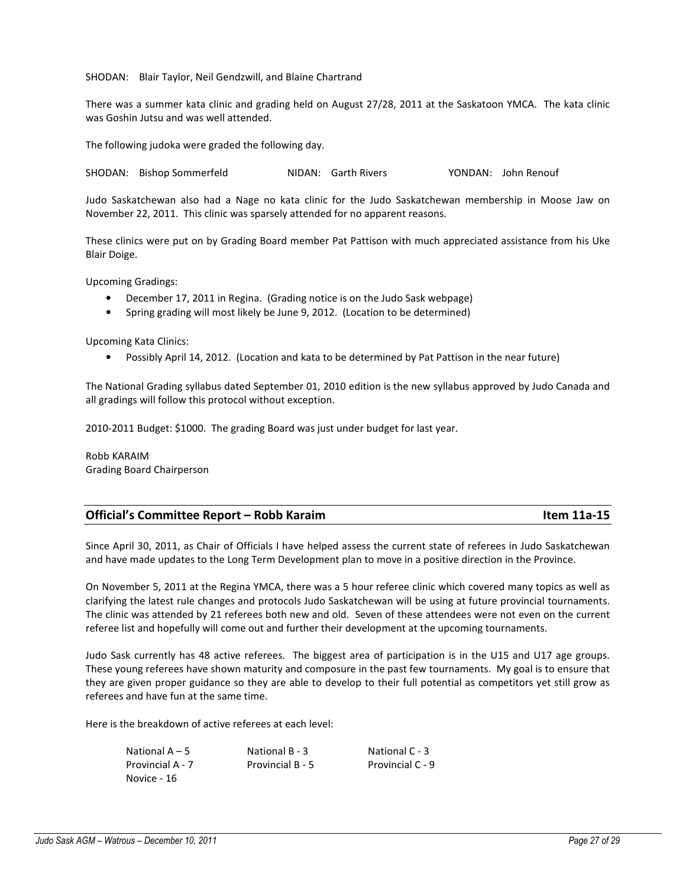SHODAN: Blair Taylor, Neil Gendzwill, and Blaine Chartrand

There was a summer kata clinic and grading held on August 27/28, 2011 at the Saskatoon YMCA. The kata clinic was Goshin Jutsu and was well attended.

The following judoka were graded the following day.

SHODAN: Bishop Sommerfeld NIDAN: Garth Rivers YONDAN: John Renouf

Judo Saskatchewan also had a Nage no kata clinic for the Judo Saskatchewan membership in Moose Jaw on November 22, 2011. This clinic was sparsely attended for no apparent reasons.

These clinics were put on by Grading Board member Pat Pattison with much appreciated assistance from his Uke Blair Doige.

Upcoming Gradings:

- December 17, 2011 in Regina. (Grading notice is on the Judo Sask webpage)
- Spring grading will most likely be June 9, 2012. (Location to be determined)

Upcoming Kata Clinics:

- Possibly April 14, 2012. (Location and kata to be determined by Pat Pattison in the near future)

The National Grading syllabus dated September 01, 2010 edition is the new syllabus approved by Judo Canada and all gradings will follow this protocol without exception.

2010-2011 Budget: $1000. The grading Board was just under budget for last year.

Robb KARAIM
Grading Board Chairperson

## Official's Committee Report – Robb Karaim — Item 11a-15

Since April 30, 2011, as Chair of Officials I have helped assess the current state of referees in Judo Saskatchewan and have made updates to the Long Term Development plan to move in a positive direction in the Province.

On November 5, 2011 at the Regina YMCA, there was a 5 hour referee clinic which covered many topics as well as clarifying the latest rule changes and protocols Judo Saskatchewan will be using at future provincial tournaments. The clinic was attended by 21 referees both new and old. Seven of these attendees were not even on the current referee list and hopefully will come out and further their development at the upcoming tournaments.

Judo Sask currently has 48 active referees. The biggest area of participation is in the U15 and U17 age groups. These young referees have shown maturity and composure in the past few tournaments. My goal is to ensure that they are given proper guidance so they are able to develop to their full potential as competitors yet still grow as referees and have fun at the same time.

Here is the breakdown of active referees at each level:

National A – 5 National B - 3 National C - 3
Provincial A - 7 Provincial B - 5 Provincial C - 9
Novice - 16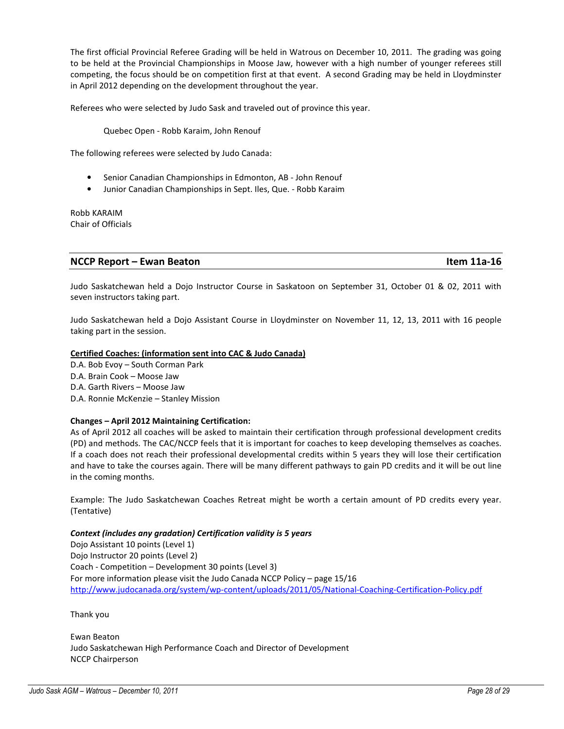The first official Provincial Referee Grading will be held in Watrous on December 10, 2011. The grading was going to be held at the Provincial Championships in Moose Jaw, however with a high number of younger referees still competing, the focus should be on competition first at that event. A second Grading may be held in Lloydminster in April 2012 depending on the development throughout the year.

Referees who were selected by Judo Sask and traveled out of province this year.

Quebec Open - Robb Karaim, John Renouf

The following referees were selected by Judo Canada:

- Senior Canadian Championships in Edmonton, AB - John Renouf
- Junior Canadian Championships in Sept. Iles, Que. - Robb Karaim

Robb KARAIM
Chair of Officials

## NCCP Report – Ewan Beaton — Item 11a-16

Judo Saskatchewan held a Dojo Instructor Course in Saskatoon on September 31, October 01 & 02, 2011 with seven instructors taking part.

Judo Saskatchewan held a Dojo Assistant Course in Lloydminster on November 11, 12, 13, 2011 with 16 people taking part in the session.

**Certified Coaches: (information sent into CAC & Judo Canada)**

D.A. Bob Evoy – South Corman Park
D.A. Brain Cook – Moose Jaw
D.A. Garth Rivers – Moose Jaw
D.A. Ronnie McKenzie – Stanley Mission

**Changes – April 2012 Maintaining Certification:**
As of April 2012 all coaches will be asked to maintain their certification through professional development credits (PD) and methods. The CAC/NCCP feels that it is important for coaches to keep developing themselves as coaches. If a coach does not reach their professional developmental credits within 5 years they will lose their certification and have to take the courses again. There will be many different pathways to gain PD credits and it will be out line in the coming months.

Example: The Judo Saskatchewan Coaches Retreat might be worth a certain amount of PD credits every year. (Tentative)

***Context (includes any gradation) Certification validity is 5 years***
Dojo Assistant 10 points (Level 1)
Dojo Instructor 20 points (Level 2)
Coach - Competition – Development 30 points (Level 3)
For more information please visit the Judo Canada NCCP Policy – page 15/16
http://www.judocanada.org/system/wp-content/uploads/2011/05/National-Coaching-Certification-Policy.pdf

Thank you

Ewan Beaton
Judo Saskatchewan High Performance Coach and Director of Development
NCCP Chairperson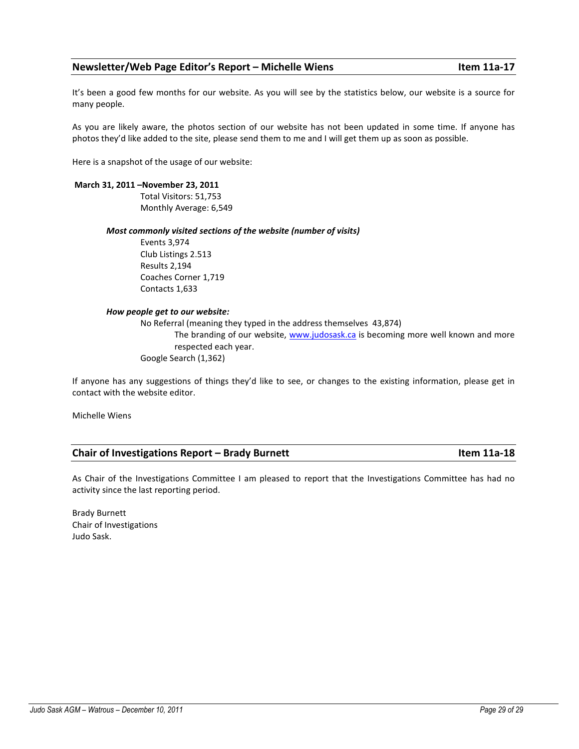## Newsletter/Web Page Editor's Report – Michelle Wiens **Item 11a-17**

It's been a good few months for our website. As you will see by the statistics below, our website is a source for many people.

As you are likely aware, the photos section of our website has not been updated in some time. If anyone has photos they'd like added to the site, please send them to me and I will get them up as soon as possible.

Here is a snapshot of the usage of our website:

**March 31, 2011 –November 23, 2011**

Total Visitors: 51,753
Monthly Average: 6,549

***Most commonly visited sections of the website (number of visits)***

Events 3,974
Club Listings 2.513
Results 2,194
Coaches Corner 1,719
Contacts 1,633

***How people get to our website:***

No Referral (meaning they typed in the address themselves 43,874)

The branding of our website, www.judosask.ca is becoming more well known and more respected each year.

Google Search (1,362)

If anyone has any suggestions of things they'd like to see, or changes to the existing information, please get in contact with the website editor.

Michelle Wiens

## Chair of Investigations Report – Brady Burnett **Item 11a-18**

As Chair of the Investigations Committee I am pleased to report that the Investigations Committee has had no activity since the last reporting period.

Brady Burnett
Chair of Investigations
Judo Sask.